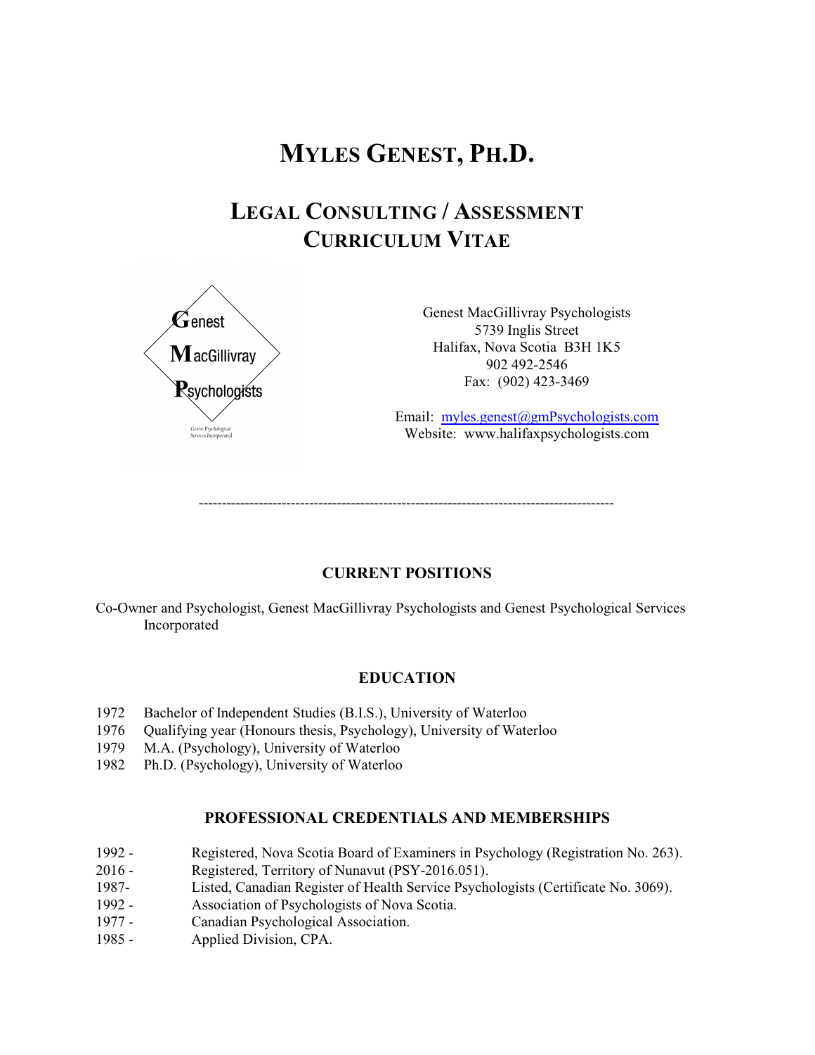# MYLES GENEST, PH.D.

## LEGAL CONSULTING / ASSESSMENT CURRICULUM VITAE

Genest MacGillivray Psychologists
5739 Inglis Street
Halifax, Nova Scotia B3H 1K5
902 492-2546
Fax: (902) 423-3469

Email: myles.genest@gmPsychologists.com
Website: www.halifaxpsychologists.com

---

### CURRENT POSITIONS

Co-Owner and Psychologist, Genest MacGillivray Psychologists and Genest Psychological Services Incorporated

### EDUCATION

1972 Bachelor of Independent Studies (B.I.S.), University of Waterloo
1976 Qualifying year (Honours thesis, Psychology), University of Waterloo
1979 M.A. (Psychology), University of Waterloo
1982 Ph.D. (Psychology), University of Waterloo

### PROFESSIONAL CREDENTIALS AND MEMBERSHIPS

1992 - Registered, Nova Scotia Board of Examiners in Psychology (Registration No. 263).
2016 - Registered, Territory of Nunavut (PSY-2016.051).
1987- Listed, Canadian Register of Health Service Psychologists (Certificate No. 3069).
1992 - Association of Psychologists of Nova Scotia.
1977 - Canadian Psychological Association.
1985 - Applied Division, CPA.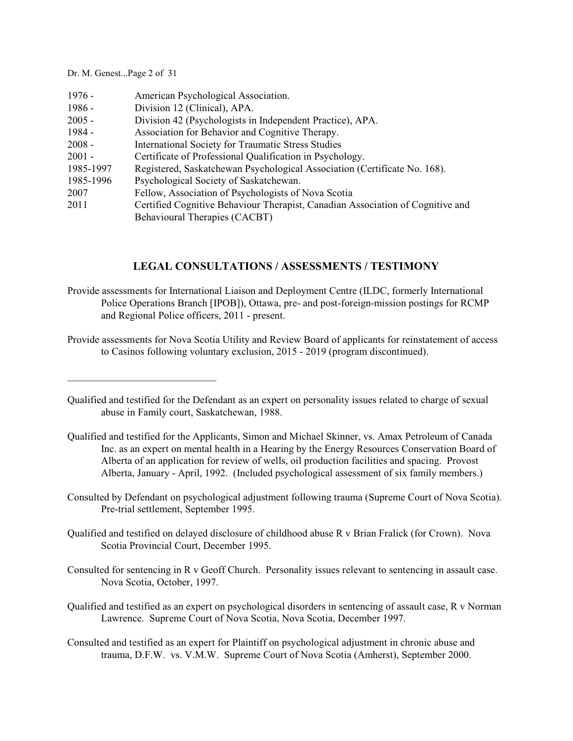| | |
|---|---|
| 1976 - | American Psychological Association. |
| 1986 - | Division 12 (Clinical), APA. |
| 2005 - | Division 42 (Psychologists in Independent Practice), APA. |
| 1984 - | Association for Behavior and Cognitive Therapy. |
| 2008 - | International Society for Traumatic Stress Studies |
| 2001 - | Certificate of Professional Qualification in Psychology. |
| 1985-1997 | Registered, Saskatchewan Psychological Association (Certificate No. 168). |
| 1985-1996 | Psychological Society of Saskatchewan. |
| 2007 | Fellow, Association of Psychologists of Nova Scotia |
| 2011 | Certified Cognitive Behaviour Therapist, Canadian Association of Cognitive and Behavioural Therapies (CACBT) |

## LEGAL CONSULTATIONS / ASSESSMENTS / TESTIMONY

Provide assessments for International Liaison and Deployment Centre (ILDC, formerly International Police Operations Branch [IPOB]), Ottawa, pre- and post-foreign-mission postings for RCMP and Regional Police officers, 2011 - present.

Provide assessments for Nova Scotia Utility and Review Board of applicants for reinstatement of access to Casinos following voluntary exclusion, 2015 - 2019 (program discontinued).

---

Qualified and testified for the Defendant as an expert on personality issues related to charge of sexual abuse in Family court, Saskatchewan, 1988.

Qualified and testified for the Applicants, Simon and Michael Skinner, vs. Amax Petroleum of Canada Inc. as an expert on mental health in a Hearing by the Energy Resources Conservation Board of Alberta of an application for review of wells, oil production facilities and spacing. Provost Alberta, January - April, 1992. (Included psychological assessment of six family members.)

Consulted by Defendant on psychological adjustment following trauma (Supreme Court of Nova Scotia). Pre-trial settlement, September 1995.

Qualified and testified on delayed disclosure of childhood abuse R v Brian Fralick (for Crown). Nova Scotia Provincial Court, December 1995.

Consulted for sentencing in R v Geoff Church. Personality issues relevant to sentencing in assault case. Nova Scotia, October, 1997.

Qualified and testified as an expert on psychological disorders in sentencing of assault case, R v Norman Lawrence. Supreme Court of Nova Scotia, Nova Scotia, December 1997.

Consulted and testified as an expert for Plaintiff on psychological adjustment in chronic abuse and trauma, D.F.W. vs. V.M.W. Supreme Court of Nova Scotia (Amherst), September 2000.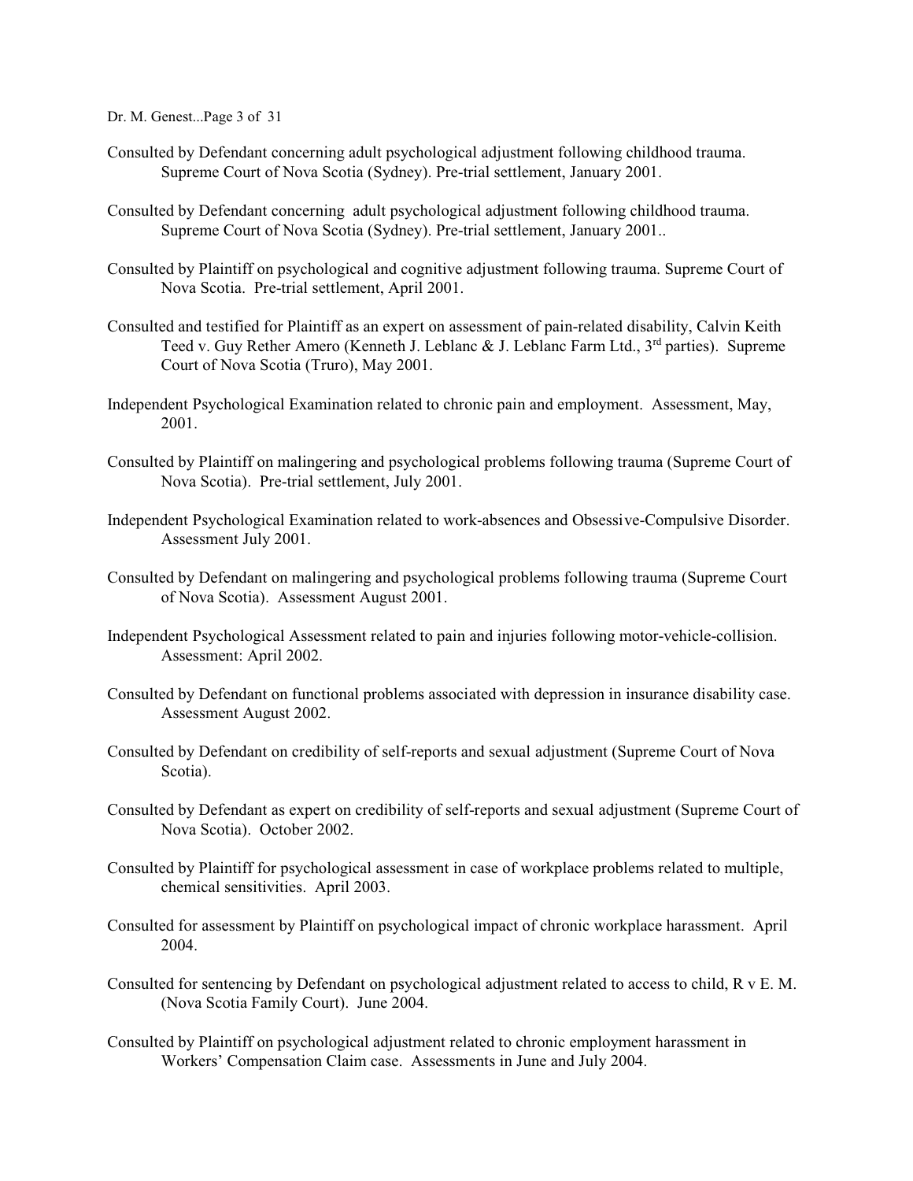Consulted by Defendant concerning adult psychological adjustment following childhood trauma. Supreme Court of Nova Scotia (Sydney). Pre-trial settlement, January 2001.

Consulted by Defendant concerning adult psychological adjustment following childhood trauma. Supreme Court of Nova Scotia (Sydney). Pre-trial settlement, January 2001..

Consulted by Plaintiff on psychological and cognitive adjustment following trauma. Supreme Court of Nova Scotia. Pre-trial settlement, April 2001.

Consulted and testified for Plaintiff as an expert on assessment of pain-related disability, Calvin Keith Teed v. Guy Rether Amero (Kenneth J. Leblanc & J. Leblanc Farm Ltd., 3rd parties). Supreme Court of Nova Scotia (Truro), May 2001.

Independent Psychological Examination related to chronic pain and employment. Assessment, May, 2001.

Consulted by Plaintiff on malingering and psychological problems following trauma (Supreme Court of Nova Scotia). Pre-trial settlement, July 2001.

Independent Psychological Examination related to work-absences and Obsessive-Compulsive Disorder. Assessment July 2001.

Consulted by Defendant on malingering and psychological problems following trauma (Supreme Court of Nova Scotia). Assessment August 2001.

Independent Psychological Assessment related to pain and injuries following motor-vehicle-collision. Assessment: April 2002.

Consulted by Defendant on functional problems associated with depression in insurance disability case. Assessment August 2002.

Consulted by Defendant on credibility of self-reports and sexual adjustment (Supreme Court of Nova Scotia).

Consulted by Defendant as expert on credibility of self-reports and sexual adjustment (Supreme Court of Nova Scotia). October 2002.

Consulted by Plaintiff for psychological assessment in case of workplace problems related to multiple, chemical sensitivities. April 2003.

Consulted for assessment by Plaintiff on psychological impact of chronic workplace harassment. April 2004.

Consulted for sentencing by Defendant on psychological adjustment related to access to child, R v E. M. (Nova Scotia Family Court). June 2004.

Consulted by Plaintiff on psychological adjustment related to chronic employment harassment in Workers' Compensation Claim case. Assessments in June and July 2004.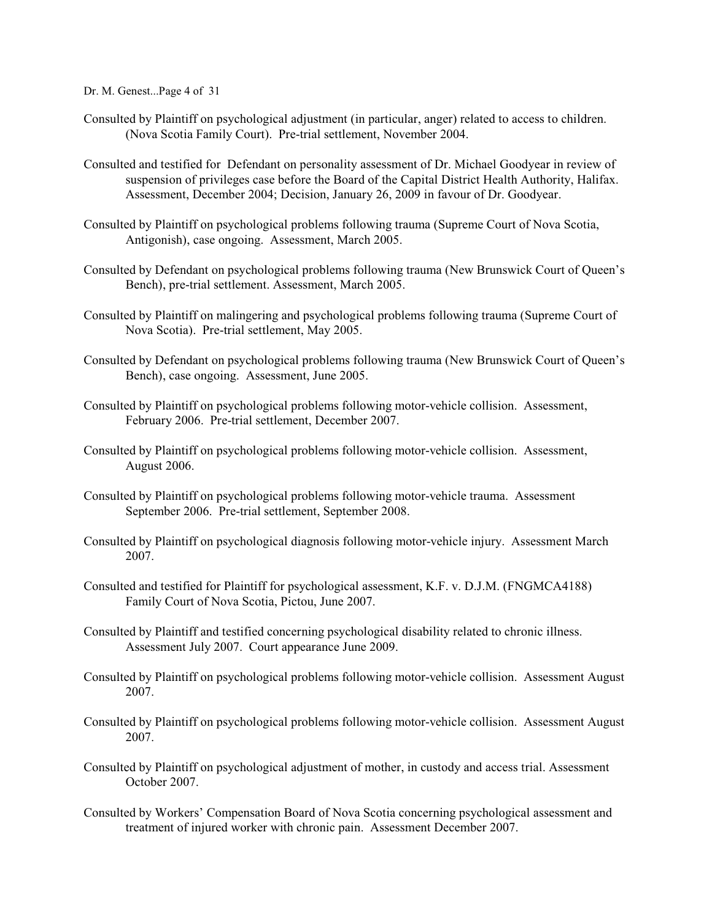Consulted by Plaintiff on psychological adjustment (in particular, anger) related to access to children. (Nova Scotia Family Court). Pre-trial settlement, November 2004.

Consulted and testified for Defendant on personality assessment of Dr. Michael Goodyear in review of suspension of privileges case before the Board of the Capital District Health Authority, Halifax. Assessment, December 2004; Decision, January 26, 2009 in favour of Dr. Goodyear.

Consulted by Plaintiff on psychological problems following trauma (Supreme Court of Nova Scotia, Antigonish), case ongoing. Assessment, March 2005.

Consulted by Defendant on psychological problems following trauma (New Brunswick Court of Queen's Bench), pre-trial settlement. Assessment, March 2005.

Consulted by Plaintiff on malingering and psychological problems following trauma (Supreme Court of Nova Scotia). Pre-trial settlement, May 2005.

Consulted by Defendant on psychological problems following trauma (New Brunswick Court of Queen's Bench), case ongoing. Assessment, June 2005.

Consulted by Plaintiff on psychological problems following motor-vehicle collision. Assessment, February 2006. Pre-trial settlement, December 2007.

Consulted by Plaintiff on psychological problems following motor-vehicle collision. Assessment, August 2006.

Consulted by Plaintiff on psychological problems following motor-vehicle trauma. Assessment September 2006. Pre-trial settlement, September 2008.

Consulted by Plaintiff on psychological diagnosis following motor-vehicle injury. Assessment March 2007.

Consulted and testified for Plaintiff for psychological assessment, K.F. v. D.J.M. (FNGMCA4188) Family Court of Nova Scotia, Pictou, June 2007.

Consulted by Plaintiff and testified concerning psychological disability related to chronic illness. Assessment July 2007. Court appearance June 2009.

Consulted by Plaintiff on psychological problems following motor-vehicle collision. Assessment August 2007.

Consulted by Plaintiff on psychological problems following motor-vehicle collision. Assessment August 2007.

Consulted by Plaintiff on psychological adjustment of mother, in custody and access trial. Assessment October 2007.

Consulted by Workers' Compensation Board of Nova Scotia concerning psychological assessment and treatment of injured worker with chronic pain. Assessment December 2007.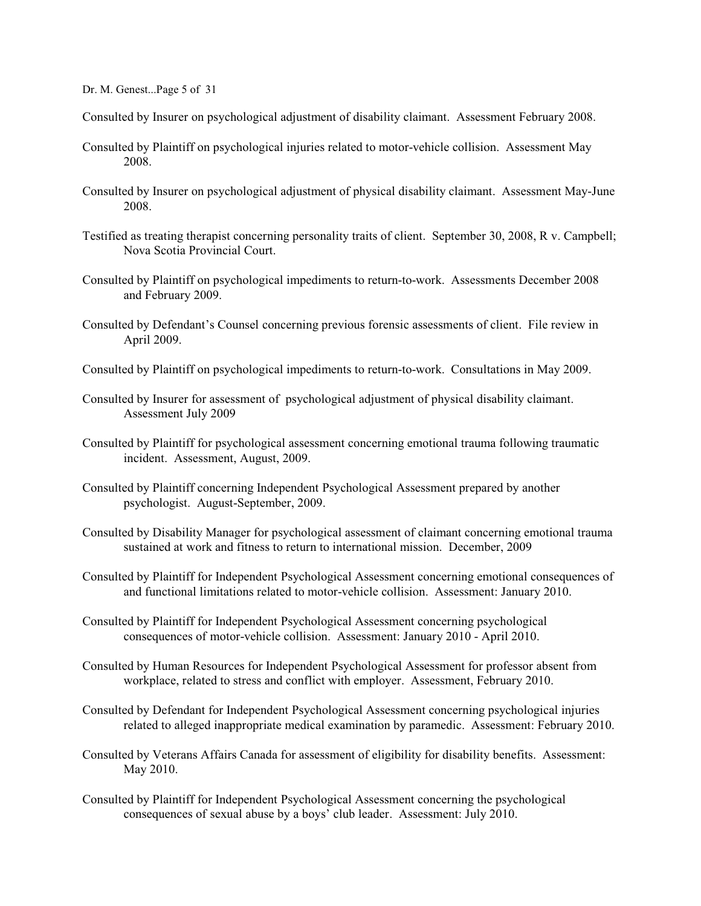Consulted by Insurer on psychological adjustment of disability claimant. Assessment February 2008.

Consulted by Plaintiff on psychological injuries related to motor-vehicle collision. Assessment May 2008.

Consulted by Insurer on psychological adjustment of physical disability claimant. Assessment May-June 2008.

Testified as treating therapist concerning personality traits of client. September 30, 2008, R v. Campbell; Nova Scotia Provincial Court.

Consulted by Plaintiff on psychological impediments to return-to-work. Assessments December 2008 and February 2009.

Consulted by Defendant's Counsel concerning previous forensic assessments of client. File review in April 2009.

Consulted by Plaintiff on psychological impediments to return-to-work. Consultations in May 2009.

Consulted by Insurer for assessment of psychological adjustment of physical disability claimant. Assessment July 2009

Consulted by Plaintiff for psychological assessment concerning emotional trauma following traumatic incident. Assessment, August, 2009.

Consulted by Plaintiff concerning Independent Psychological Assessment prepared by another psychologist. August-September, 2009.

Consulted by Disability Manager for psychological assessment of claimant concerning emotional trauma sustained at work and fitness to return to international mission. December, 2009

Consulted by Plaintiff for Independent Psychological Assessment concerning emotional consequences of and functional limitations related to motor-vehicle collision. Assessment: January 2010.

Consulted by Plaintiff for Independent Psychological Assessment concerning psychological consequences of motor-vehicle collision. Assessment: January 2010 - April 2010.

Consulted by Human Resources for Independent Psychological Assessment for professor absent from workplace, related to stress and conflict with employer. Assessment, February 2010.

Consulted by Defendant for Independent Psychological Assessment concerning psychological injuries related to alleged inappropriate medical examination by paramedic. Assessment: February 2010.

Consulted by Veterans Affairs Canada for assessment of eligibility for disability benefits. Assessment: May 2010.

Consulted by Plaintiff for Independent Psychological Assessment concerning the psychological consequences of sexual abuse by a boys' club leader. Assessment: July 2010.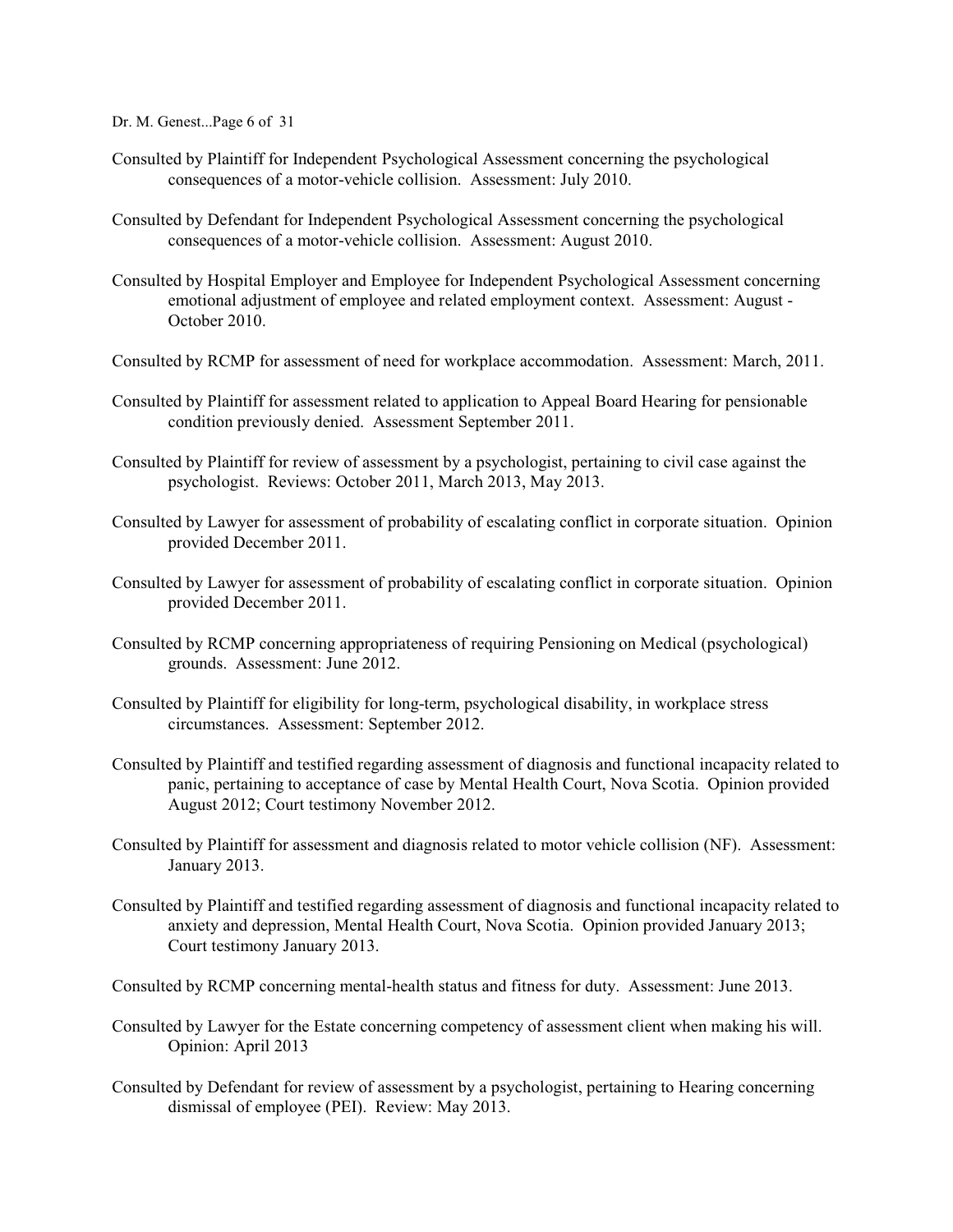Consulted by Plaintiff for Independent Psychological Assessment concerning the psychological consequences of a motor-vehicle collision. Assessment: July 2010.

Consulted by Defendant for Independent Psychological Assessment concerning the psychological consequences of a motor-vehicle collision. Assessment: August 2010.

Consulted by Hospital Employer and Employee for Independent Psychological Assessment concerning emotional adjustment of employee and related employment context. Assessment: August - October 2010.

Consulted by RCMP for assessment of need for workplace accommodation. Assessment: March, 2011.

Consulted by Plaintiff for assessment related to application to Appeal Board Hearing for pensionable condition previously denied. Assessment September 2011.

Consulted by Plaintiff for review of assessment by a psychologist, pertaining to civil case against the psychologist. Reviews: October 2011, March 2013, May 2013.

Consulted by Lawyer for assessment of probability of escalating conflict in corporate situation. Opinion provided December 2011.

Consulted by Lawyer for assessment of probability of escalating conflict in corporate situation. Opinion provided December 2011.

Consulted by RCMP concerning appropriateness of requiring Pensioning on Medical (psychological) grounds. Assessment: June 2012.

Consulted by Plaintiff for eligibility for long-term, psychological disability, in workplace stress circumstances. Assessment: September 2012.

Consulted by Plaintiff and testified regarding assessment of diagnosis and functional incapacity related to panic, pertaining to acceptance of case by Mental Health Court, Nova Scotia. Opinion provided August 2012; Court testimony November 2012.

Consulted by Plaintiff for assessment and diagnosis related to motor vehicle collision (NF). Assessment: January 2013.

Consulted by Plaintiff and testified regarding assessment of diagnosis and functional incapacity related to anxiety and depression, Mental Health Court, Nova Scotia. Opinion provided January 2013; Court testimony January 2013.

Consulted by RCMP concerning mental-health status and fitness for duty. Assessment: June 2013.

Consulted by Lawyer for the Estate concerning competency of assessment client when making his will. Opinion: April 2013

Consulted by Defendant for review of assessment by a psychologist, pertaining to Hearing concerning dismissal of employee (PEI). Review: May 2013.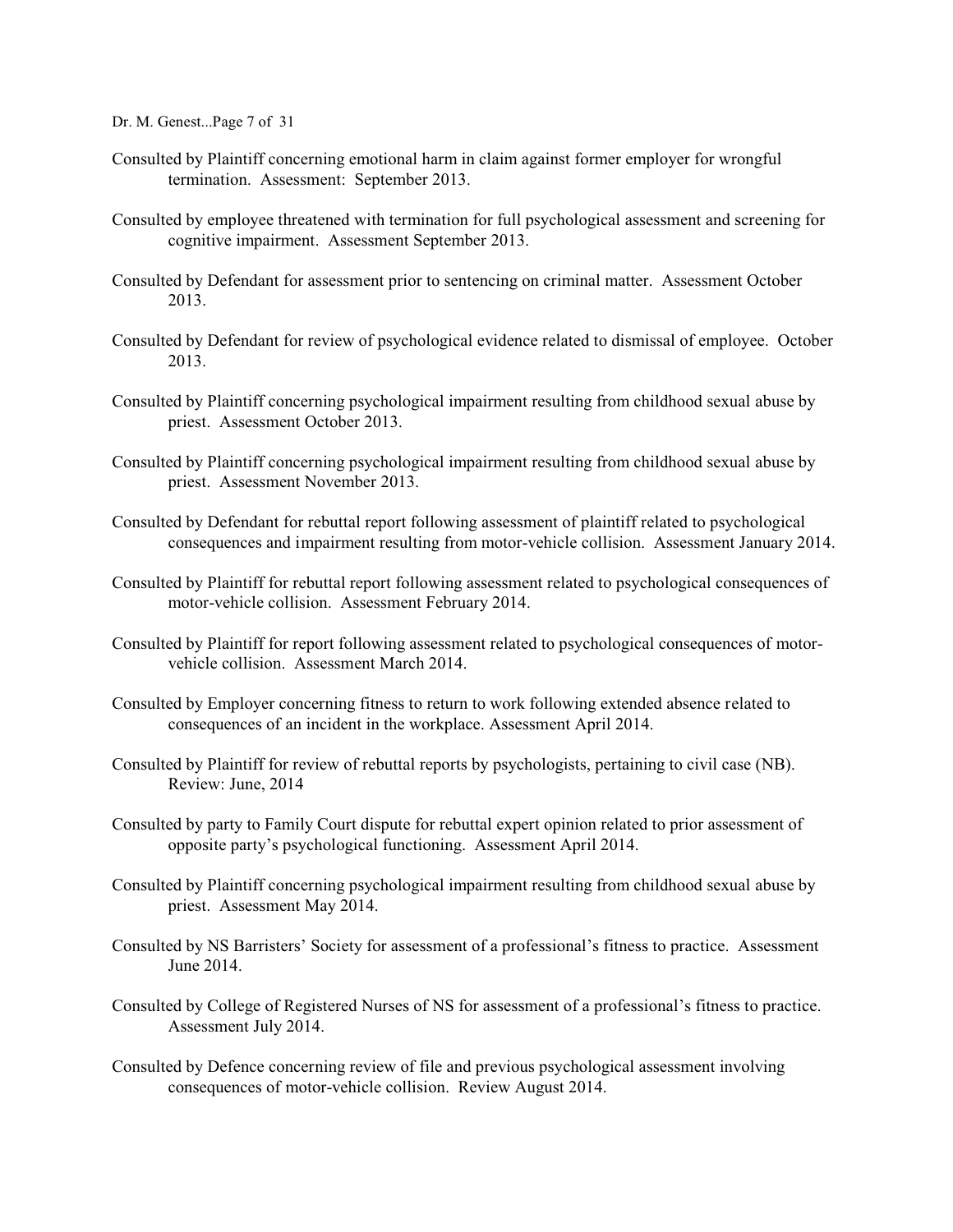Consulted by Plaintiff concerning emotional harm in claim against former employer for wrongful termination. Assessment: September 2013.

Consulted by employee threatened with termination for full psychological assessment and screening for cognitive impairment. Assessment September 2013.

Consulted by Defendant for assessment prior to sentencing on criminal matter. Assessment October 2013.

Consulted by Defendant for review of psychological evidence related to dismissal of employee. October 2013.

Consulted by Plaintiff concerning psychological impairment resulting from childhood sexual abuse by priest. Assessment October 2013.

Consulted by Plaintiff concerning psychological impairment resulting from childhood sexual abuse by priest. Assessment November 2013.

Consulted by Defendant for rebuttal report following assessment of plaintiff related to psychological consequences and impairment resulting from motor-vehicle collision. Assessment January 2014.

Consulted by Plaintiff for rebuttal report following assessment related to psychological consequences of motor-vehicle collision. Assessment February 2014.

Consulted by Plaintiff for report following assessment related to psychological consequences of motor-vehicle collision. Assessment March 2014.

Consulted by Employer concerning fitness to return to work following extended absence related to consequences of an incident in the workplace. Assessment April 2014.

Consulted by Plaintiff for review of rebuttal reports by psychologists, pertaining to civil case (NB). Review: June, 2014

Consulted by party to Family Court dispute for rebuttal expert opinion related to prior assessment of opposite party's psychological functioning. Assessment April 2014.

Consulted by Plaintiff concerning psychological impairment resulting from childhood sexual abuse by priest. Assessment May 2014.

Consulted by NS Barristers' Society for assessment of a professional's fitness to practice. Assessment June 2014.

Consulted by College of Registered Nurses of NS for assessment of a professional's fitness to practice. Assessment July 2014.

Consulted by Defence concerning review of file and previous psychological assessment involving consequences of motor-vehicle collision. Review August 2014.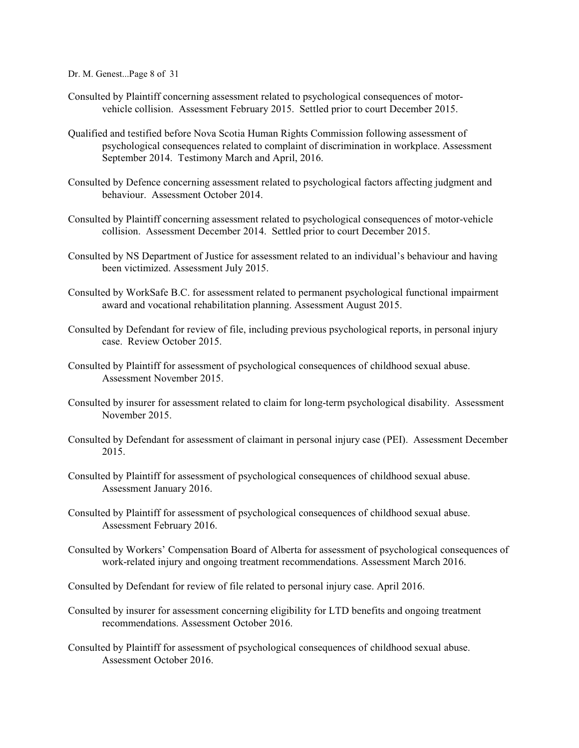Consulted by Plaintiff concerning assessment related to psychological consequences of motor-vehicle collision. Assessment February 2015. Settled prior to court December 2015.

Qualified and testified before Nova Scotia Human Rights Commission following assessment of psychological consequences related to complaint of discrimination in workplace. Assessment September 2014. Testimony March and April, 2016.

Consulted by Defence concerning assessment related to psychological factors affecting judgment and behaviour. Assessment October 2014.

Consulted by Plaintiff concerning assessment related to psychological consequences of motor-vehicle collision. Assessment December 2014. Settled prior to court December 2015.

Consulted by NS Department of Justice for assessment related to an individual's behaviour and having been victimized. Assessment July 2015.

Consulted by WorkSafe B.C. for assessment related to permanent psychological functional impairment award and vocational rehabilitation planning. Assessment August 2015.

Consulted by Defendant for review of file, including previous psychological reports, in personal injury case. Review October 2015.

Consulted by Plaintiff for assessment of psychological consequences of childhood sexual abuse. Assessment November 2015.

Consulted by insurer for assessment related to claim for long-term psychological disability. Assessment November 2015.

Consulted by Defendant for assessment of claimant in personal injury case (PEI). Assessment December 2015.

Consulted by Plaintiff for assessment of psychological consequences of childhood sexual abuse. Assessment January 2016.

Consulted by Plaintiff for assessment of psychological consequences of childhood sexual abuse. Assessment February 2016.

Consulted by Workers' Compensation Board of Alberta for assessment of psychological consequences of work-related injury and ongoing treatment recommendations. Assessment March 2016.

Consulted by Defendant for review of file related to personal injury case. April 2016.

Consulted by insurer for assessment concerning eligibility for LTD benefits and ongoing treatment recommendations. Assessment October 2016.

Consulted by Plaintiff for assessment of psychological consequences of childhood sexual abuse. Assessment October 2016.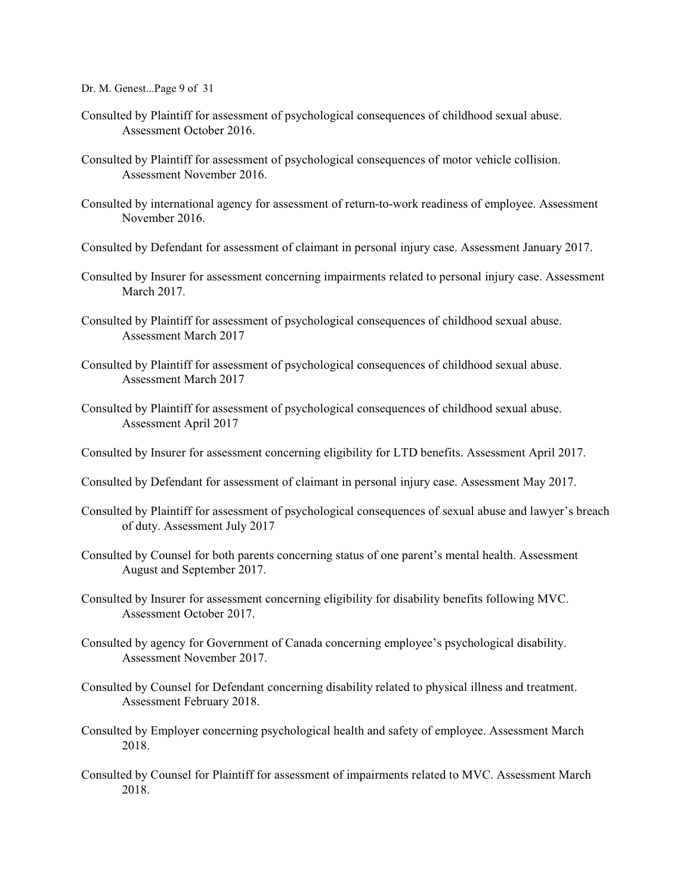Consulted by Plaintiff for assessment of psychological consequences of childhood sexual abuse. Assessment October 2016.

Consulted by Plaintiff for assessment of psychological consequences of motor vehicle collision. Assessment November 2016.

Consulted by international agency for assessment of return-to-work readiness of employee. Assessment November 2016.

Consulted by Defendant for assessment of claimant in personal injury case. Assessment January 2017.

Consulted by Insurer for assessment concerning impairments related to personal injury case. Assessment March 2017.

Consulted by Plaintiff for assessment of psychological consequences of childhood sexual abuse. Assessment March 2017

Consulted by Plaintiff for assessment of psychological consequences of childhood sexual abuse. Assessment March 2017

Consulted by Plaintiff for assessment of psychological consequences of childhood sexual abuse. Assessment April 2017

Consulted by Insurer for assessment concerning eligibility for LTD benefits. Assessment April 2017.

Consulted by Defendant for assessment of claimant in personal injury case. Assessment May 2017.

Consulted by Plaintiff for assessment of psychological consequences of sexual abuse and lawyer's breach of duty. Assessment July 2017

Consulted by Counsel for both parents concerning status of one parent's mental health. Assessment August and September 2017.

Consulted by Insurer for assessment concerning eligibility for disability benefits following MVC. Assessment October 2017.

Consulted by agency for Government of Canada concerning employee's psychological disability. Assessment November 2017.

Consulted by Counsel for Defendant concerning disability related to physical illness and treatment. Assessment February 2018.

Consulted by Employer concerning psychological health and safety of employee. Assessment March 2018.

Consulted by Counsel for Plaintiff for assessment of impairments related to MVC. Assessment March 2018.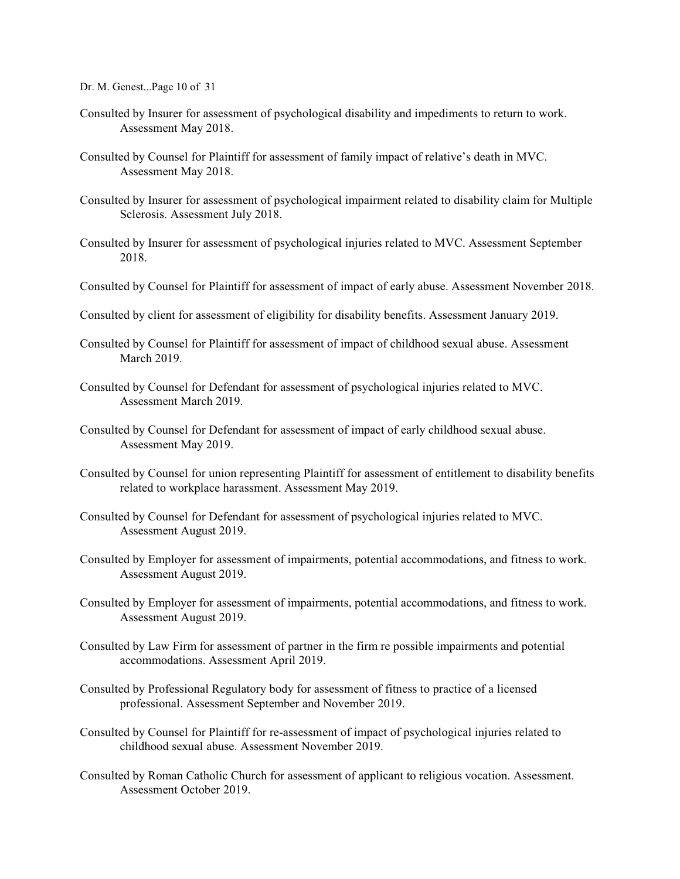Consulted by Insurer for assessment of psychological disability and impediments to return to work. Assessment May 2018.

Consulted by Counsel for Plaintiff for assessment of family impact of relative's death in MVC. Assessment May 2018.

Consulted by Insurer for assessment of psychological impairment related to disability claim for Multiple Sclerosis. Assessment July 2018.

Consulted by Insurer for assessment of psychological injuries related to MVC. Assessment September 2018.

Consulted by Counsel for Plaintiff for assessment of impact of early abuse. Assessment November 2018.

Consulted by client for assessment of eligibility for disability benefits. Assessment January 2019.

Consulted by Counsel for Plaintiff for assessment of impact of childhood sexual abuse. Assessment March 2019.

Consulted by Counsel for Defendant for assessment of psychological injuries related to MVC. Assessment March 2019.

Consulted by Counsel for Defendant for assessment of impact of early childhood sexual abuse. Assessment May 2019.

Consulted by Counsel for union representing Plaintiff for assessment of entitlement to disability benefits related to workplace harassment. Assessment May 2019.

Consulted by Counsel for Defendant for assessment of psychological injuries related to MVC. Assessment August 2019.

Consulted by Employer for assessment of impairments, potential accommodations, and fitness to work. Assessment August 2019.

Consulted by Employer for assessment of impairments, potential accommodations, and fitness to work. Assessment August 2019.

Consulted by Law Firm for assessment of partner in the firm re possible impairments and potential accommodations. Assessment April 2019.

Consulted by Professional Regulatory body for assessment of fitness to practice of a licensed professional. Assessment September and November 2019.

Consulted by Counsel for Plaintiff for re-assessment of impact of psychological injuries related to childhood sexual abuse. Assessment November 2019.

Consulted by Roman Catholic Church for assessment of applicant to religious vocation. Assessment. Assessment October 2019.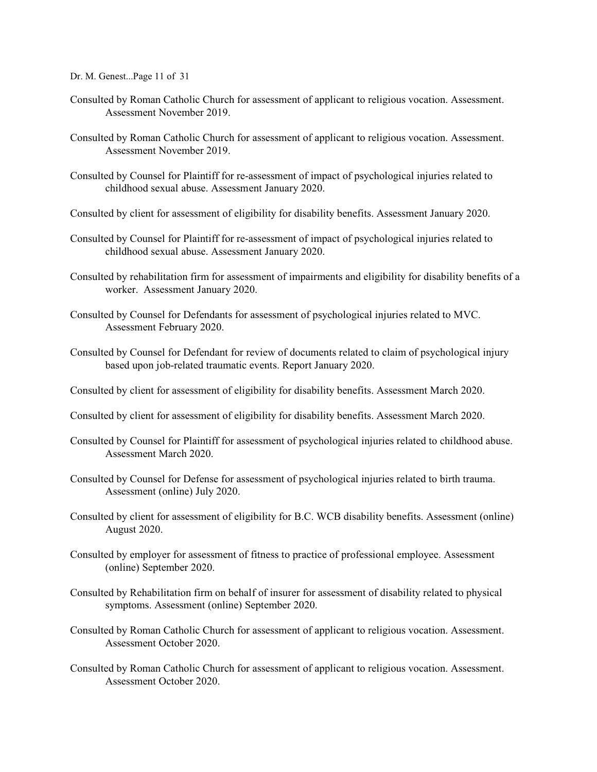Consulted by Roman Catholic Church for assessment of applicant to religious vocation. Assessment. Assessment November 2019.

Consulted by Roman Catholic Church for assessment of applicant to religious vocation. Assessment. Assessment November 2019.

Consulted by Counsel for Plaintiff for re-assessment of impact of psychological injuries related to childhood sexual abuse. Assessment January 2020.

Consulted by client for assessment of eligibility for disability benefits. Assessment January 2020.

Consulted by Counsel for Plaintiff for re-assessment of impact of psychological injuries related to childhood sexual abuse. Assessment January 2020.

Consulted by rehabilitation firm for assessment of impairments and eligibility for disability benefits of a worker. Assessment January 2020.

Consulted by Counsel for Defendants for assessment of psychological injuries related to MVC. Assessment February 2020.

Consulted by Counsel for Defendant for review of documents related to claim of psychological injury based upon job-related traumatic events. Report January 2020.

Consulted by client for assessment of eligibility for disability benefits. Assessment March 2020.

Consulted by client for assessment of eligibility for disability benefits. Assessment March 2020.

Consulted by Counsel for Plaintiff for assessment of psychological injuries related to childhood abuse. Assessment March 2020.

Consulted by Counsel for Defense for assessment of psychological injuries related to birth trauma. Assessment (online) July 2020.

Consulted by client for assessment of eligibility for B.C. WCB disability benefits. Assessment (online) August 2020.

Consulted by employer for assessment of fitness to practice of professional employee. Assessment (online) September 2020.

Consulted by Rehabilitation firm on behalf of insurer for assessment of disability related to physical symptoms. Assessment (online) September 2020.

Consulted by Roman Catholic Church for assessment of applicant to religious vocation. Assessment. Assessment October 2020.

Consulted by Roman Catholic Church for assessment of applicant to religious vocation. Assessment. Assessment October 2020.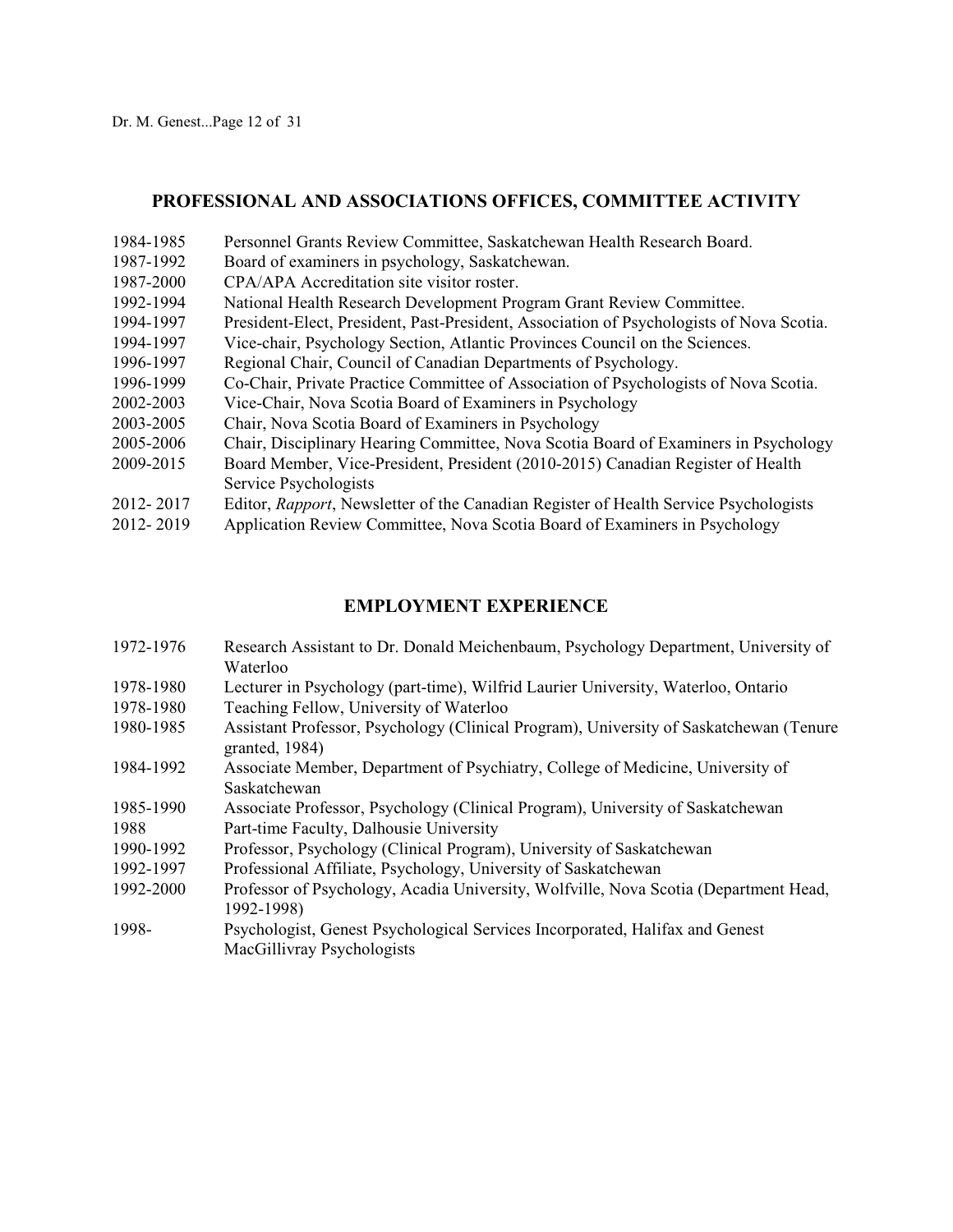## PROFESSIONAL AND ASSOCIATIONS OFFICES, COMMITTEE ACTIVITY

1984-1985 Personnel Grants Review Committee, Saskatchewan Health Research Board.
1987-1992 Board of examiners in psychology, Saskatchewan.
1987-2000 CPA/APA Accreditation site visitor roster.
1992-1994 National Health Research Development Program Grant Review Committee.
1994-1997 President-Elect, President, Past-President, Association of Psychologists of Nova Scotia.
1994-1997 Vice-chair, Psychology Section, Atlantic Provinces Council on the Sciences.
1996-1997 Regional Chair, Council of Canadian Departments of Psychology.
1996-1999 Co-Chair, Private Practice Committee of Association of Psychologists of Nova Scotia.
2002-2003 Vice-Chair, Nova Scotia Board of Examiners in Psychology
2003-2005 Chair, Nova Scotia Board of Examiners in Psychology
2005-2006 Chair, Disciplinary Hearing Committee, Nova Scotia Board of Examiners in Psychology
2009-2015 Board Member, Vice-President, President (2010-2015) Canadian Register of Health Service Psychologists
2012- 2017 Editor, *Rapport*, Newsletter of the Canadian Register of Health Service Psychologists
2012- 2019 Application Review Committee, Nova Scotia Board of Examiners in Psychology

## EMPLOYMENT EXPERIENCE

1972-1976 Research Assistant to Dr. Donald Meichenbaum, Psychology Department, University of Waterloo
1978-1980 Lecturer in Psychology (part-time), Wilfrid Laurier University, Waterloo, Ontario
1978-1980 Teaching Fellow, University of Waterloo
1980-1985 Assistant Professor, Psychology (Clinical Program), University of Saskatchewan (Tenure granted, 1984)
1984-1992 Associate Member, Department of Psychiatry, College of Medicine, University of Saskatchewan
1985-1990 Associate Professor, Psychology (Clinical Program), University of Saskatchewan
1988 Part-time Faculty, Dalhousie University
1990-1992 Professor, Psychology (Clinical Program), University of Saskatchewan
1992-1997 Professional Affiliate, Psychology, University of Saskatchewan
1992-2000 Professor of Psychology, Acadia University, Wolfville, Nova Scotia (Department Head, 1992-1998)
1998- Psychologist, Genest Psychological Services Incorporated, Halifax and Genest MacGillivray Psychologists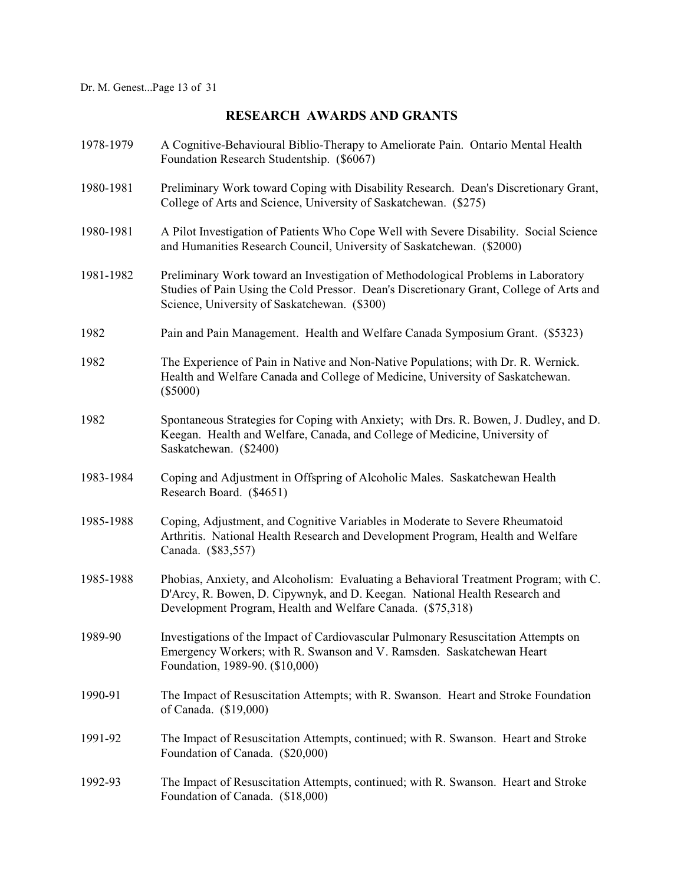## RESEARCH AWARDS AND GRANTS

1978-1979 A Cognitive-Behavioural Biblio-Therapy to Ameliorate Pain. Ontario Mental Health Foundation Research Studentship. ($6067)

1980-1981 Preliminary Work toward Coping with Disability Research. Dean's Discretionary Grant, College of Arts and Science, University of Saskatchewan. ($275)

1980-1981 A Pilot Investigation of Patients Who Cope Well with Severe Disability. Social Science and Humanities Research Council, University of Saskatchewan. ($2000)

1981-1982 Preliminary Work toward an Investigation of Methodological Problems in Laboratory Studies of Pain Using the Cold Pressor. Dean's Discretionary Grant, College of Arts and Science, University of Saskatchewan. ($300)

1982 Pain and Pain Management. Health and Welfare Canada Symposium Grant. ($5323)

1982 The Experience of Pain in Native and Non-Native Populations; with Dr. R. Wernick. Health and Welfare Canada and College of Medicine, University of Saskatchewan. ($5000)

1982 Spontaneous Strategies for Coping with Anxiety; with Drs. R. Bowen, J. Dudley, and D. Keegan. Health and Welfare, Canada, and College of Medicine, University of Saskatchewan. ($2400)

1983-1984 Coping and Adjustment in Offspring of Alcoholic Males. Saskatchewan Health Research Board. ($4651)

1985-1988 Coping, Adjustment, and Cognitive Variables in Moderate to Severe Rheumatoid Arthritis. National Health Research and Development Program, Health and Welfare Canada. ($83,557)

1985-1988 Phobias, Anxiety, and Alcoholism: Evaluating a Behavioral Treatment Program; with C. D'Arcy, R. Bowen, D. Cipywnyk, and D. Keegan. National Health Research and Development Program, Health and Welfare Canada. ($75,318)

1989-90 Investigations of the Impact of Cardiovascular Pulmonary Resuscitation Attempts on Emergency Workers; with R. Swanson and V. Ramsden. Saskatchewan Heart Foundation, 1989-90. ($10,000)

1990-91 The Impact of Resuscitation Attempts; with R. Swanson. Heart and Stroke Foundation of Canada. ($19,000)

1991-92 The Impact of Resuscitation Attempts, continued; with R. Swanson. Heart and Stroke Foundation of Canada. ($20,000)

1992-93 The Impact of Resuscitation Attempts, continued; with R. Swanson. Heart and Stroke Foundation of Canada. ($18,000)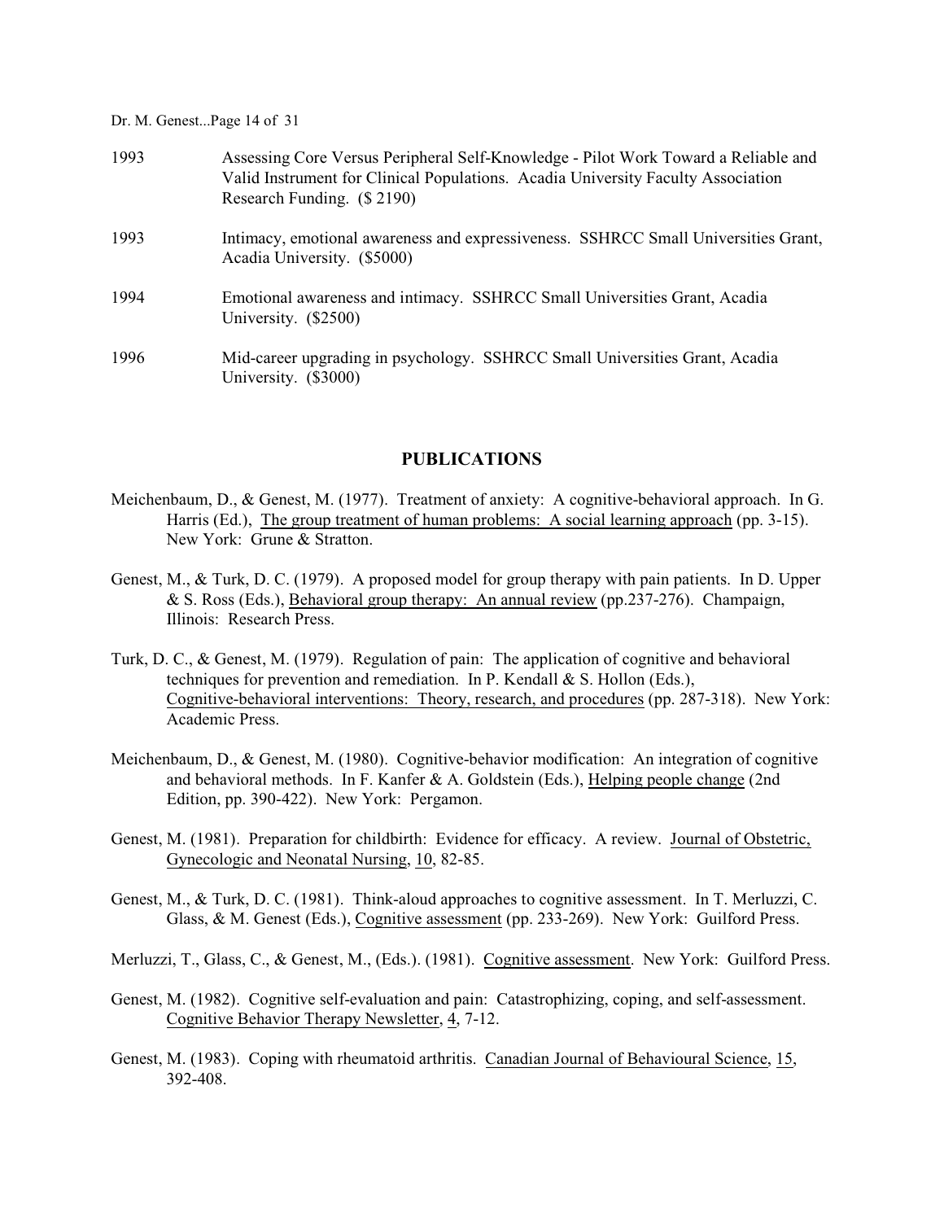1993 Assessing Core Versus Peripheral Self-Knowledge - Pilot Work Toward a Reliable and Valid Instrument for Clinical Populations. Acadia University Faculty Association Research Funding. ($ 2190)

1993 Intimacy, emotional awareness and expressiveness. SSHRCC Small Universities Grant, Acadia University. ($5000)

1994 Emotional awareness and intimacy. SSHRCC Small Universities Grant, Acadia University. ($2500)

1996 Mid-career upgrading in psychology. SSHRCC Small Universities Grant, Acadia University. ($3000)

## PUBLICATIONS

Meichenbaum, D., & Genest, M. (1977). Treatment of anxiety: A cognitive-behavioral approach. In G. Harris (Ed.), The group treatment of human problems: A social learning approach (pp. 3-15). New York: Grune & Stratton.

Genest, M., & Turk, D. C. (1979). A proposed model for group therapy with pain patients. In D. Upper & S. Ross (Eds.), Behavioral group therapy: An annual review (pp.237-276). Champaign, Illinois: Research Press.

Turk, D. C., & Genest, M. (1979). Regulation of pain: The application of cognitive and behavioral techniques for prevention and remediation. In P. Kendall & S. Hollon (Eds.), Cognitive-behavioral interventions: Theory, research, and procedures (pp. 287-318). New York: Academic Press.

Meichenbaum, D., & Genest, M. (1980). Cognitive-behavior modification: An integration of cognitive and behavioral methods. In F. Kanfer & A. Goldstein (Eds.), Helping people change (2nd Edition, pp. 390-422). New York: Pergamon.

Genest, M. (1981). Preparation for childbirth: Evidence for efficacy. A review. Journal of Obstetric, Gynecologic and Neonatal Nursing, 10, 82-85.

Genest, M., & Turk, D. C. (1981). Think-aloud approaches to cognitive assessment. In T. Merluzzi, C. Glass, & M. Genest (Eds.), Cognitive assessment (pp. 233-269). New York: Guilford Press.

Merluzzi, T., Glass, C., & Genest, M., (Eds.). (1981). Cognitive assessment. New York: Guilford Press.

Genest, M. (1982). Cognitive self-evaluation and pain: Catastrophizing, coping, and self-assessment. Cognitive Behavior Therapy Newsletter, 4, 7-12.

Genest, M. (1983). Coping with rheumatoid arthritis. Canadian Journal of Behavioural Science, 15, 392-408.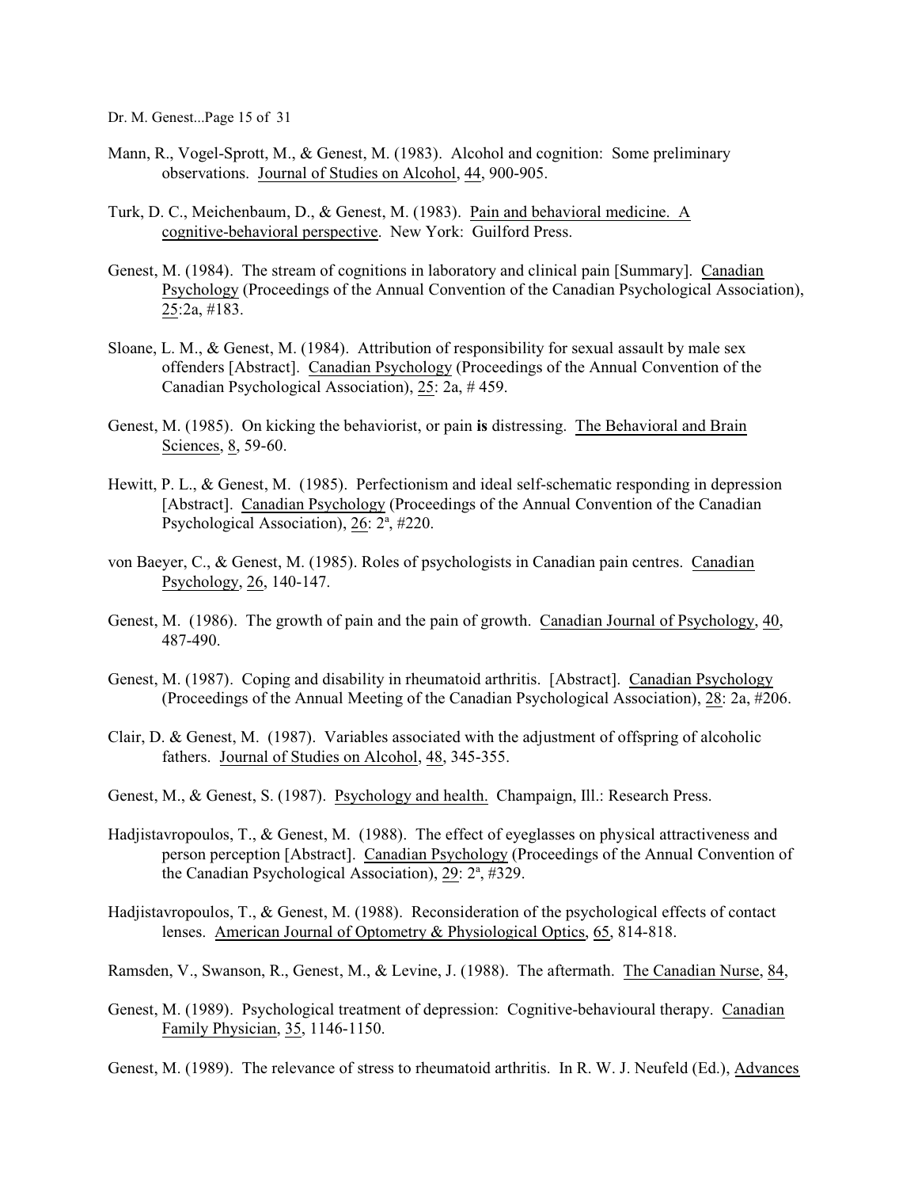Mann, R., Vogel-Sprott, M., & Genest, M. (1983). Alcohol and cognition: Some preliminary observations. Journal of Studies on Alcohol, 44, 900-905.

Turk, D. C., Meichenbaum, D., & Genest, M. (1983). Pain and behavioral medicine. A cognitive-behavioral perspective. New York: Guilford Press.

Genest, M. (1984). The stream of cognitions in laboratory and clinical pain [Summary]. Canadian Psychology (Proceedings of the Annual Convention of the Canadian Psychological Association), 25:2a, #183.

Sloane, L. M., & Genest, M. (1984). Attribution of responsibility for sexual assault by male sex offenders [Abstract]. Canadian Psychology (Proceedings of the Annual Convention of the Canadian Psychological Association), 25: 2a, # 459.

Genest, M. (1985). On kicking the behaviorist, or pain **is** distressing. The Behavioral and Brain Sciences, 8, 59-60.

Hewitt, P. L., & Genest, M. (1985). Perfectionism and ideal self-schematic responding in depression [Abstract]. Canadian Psychology (Proceedings of the Annual Convention of the Canadian Psychological Association), 26: 2[a], #220.

von Baeyer, C., & Genest, M. (1985). Roles of psychologists in Canadian pain centres. Canadian Psychology, 26, 140-147.

Genest, M. (1986). The growth of pain and the pain of growth. Canadian Journal of Psychology, 40, 487-490.

Genest, M. (1987). Coping and disability in rheumatoid arthritis. [Abstract]. Canadian Psychology (Proceedings of the Annual Meeting of the Canadian Psychological Association), 28: 2a, #206.

Clair, D. & Genest, M. (1987). Variables associated with the adjustment of offspring of alcoholic fathers. Journal of Studies on Alcohol, 48, 345-355.

Genest, M., & Genest, S. (1987). Psychology and health. Champaign, Ill.: Research Press.

Hadjistavropoulos, T., & Genest, M. (1988). The effect of eyeglasses on physical attractiveness and person perception [Abstract]. Canadian Psychology (Proceedings of the Annual Convention of the Canadian Psychological Association), 29: 2[a], #329.

Hadjistavropoulos, T., & Genest, M. (1988). Reconsideration of the psychological effects of contact lenses. American Journal of Optometry & Physiological Optics, 65, 814-818.

Ramsden, V., Swanson, R., Genest, M., & Levine, J. (1988). The aftermath. The Canadian Nurse, 84,

Genest, M. (1989). Psychological treatment of depression: Cognitive-behavioural therapy. Canadian Family Physician, 35, 1146-1150.

Genest, M. (1989). The relevance of stress to rheumatoid arthritis. In R. W. J. Neufeld (Ed.), Advances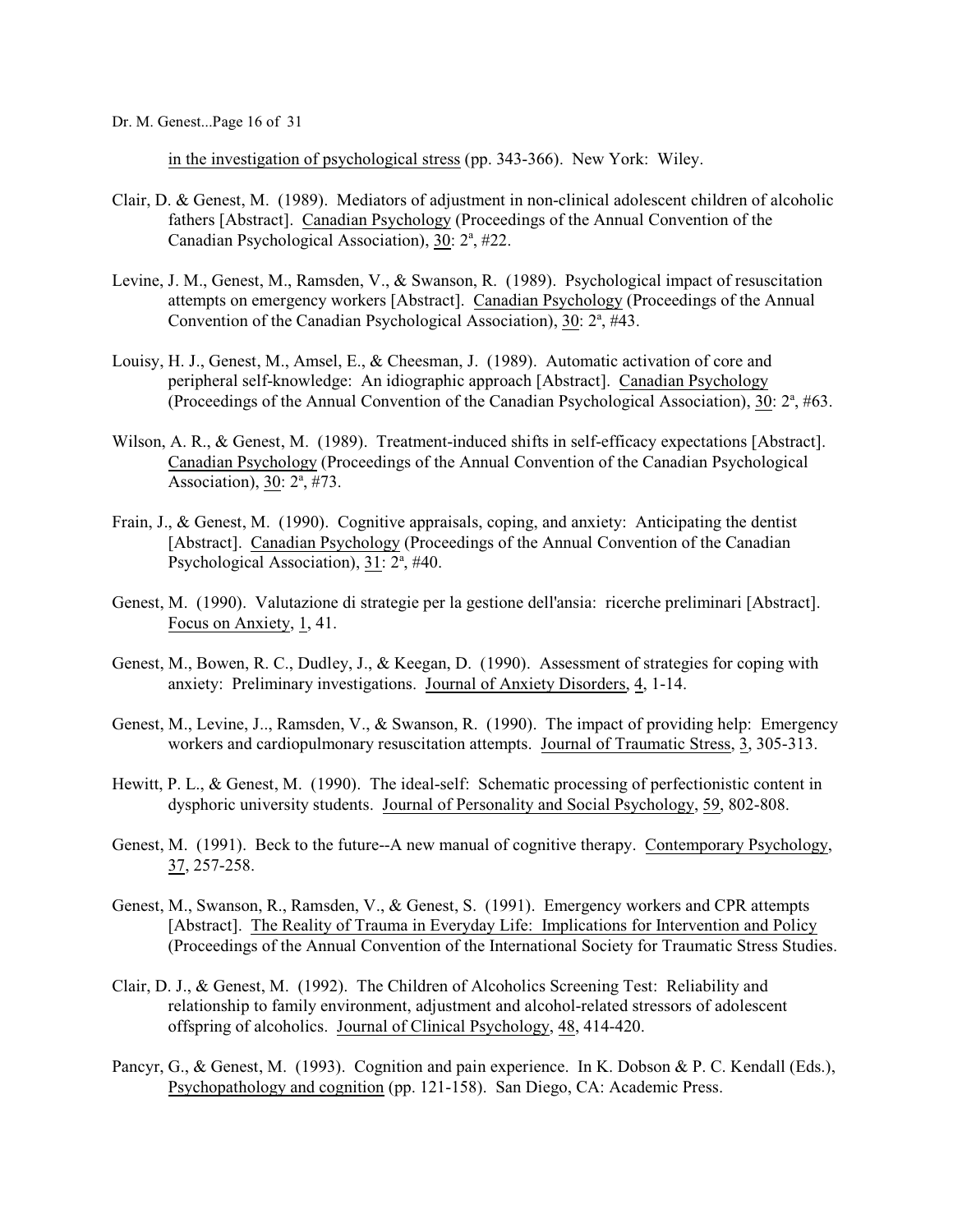in the investigation of psychological stress (pp. 343-366). New York: Wiley.

Clair, D. & Genest, M. (1989). Mediators of adjustment in non-clinical adolescent children of alcoholic fathers [Abstract]. Canadian Psychology (Proceedings of the Annual Convention of the Canadian Psychological Association), 30: 2[a], #22.

Levine, J. M., Genest, M., Ramsden, V., & Swanson, R. (1989). Psychological impact of resuscitation attempts on emergency workers [Abstract]. Canadian Psychology (Proceedings of the Annual Convention of the Canadian Psychological Association), 30: 2[a], #43.

Louisy, H. J., Genest, M., Amsel, E., & Cheesman, J. (1989). Automatic activation of core and peripheral self-knowledge: An idiographic approach [Abstract]. Canadian Psychology (Proceedings of the Annual Convention of the Canadian Psychological Association), 30: 2[a], #63.

Wilson, A. R., & Genest, M. (1989). Treatment-induced shifts in self-efficacy expectations [Abstract]. Canadian Psychology (Proceedings of the Annual Convention of the Canadian Psychological Association), 30: 2[a], #73.

Frain, J., & Genest, M. (1990). Cognitive appraisals, coping, and anxiety: Anticipating the dentist [Abstract]. Canadian Psychology (Proceedings of the Annual Convention of the Canadian Psychological Association), 31: 2[a], #40.

Genest, M. (1990). Valutazione di strategie per la gestione dell'ansia: ricerche preliminari [Abstract]. Focus on Anxiety, 1, 41.

Genest, M., Bowen, R. C., Dudley, J., & Keegan, D. (1990). Assessment of strategies for coping with anxiety: Preliminary investigations. Journal of Anxiety Disorders, 4, 1-14.

Genest, M., Levine, J.., Ramsden, V., & Swanson, R. (1990). The impact of providing help: Emergency workers and cardiopulmonary resuscitation attempts. Journal of Traumatic Stress, 3, 305-313.

Hewitt, P. L., & Genest, M. (1990). The ideal-self: Schematic processing of perfectionistic content in dysphoric university students. Journal of Personality and Social Psychology, 59, 802-808.

Genest, M. (1991). Beck to the future--A new manual of cognitive therapy. Contemporary Psychology, 37, 257-258.

Genest, M., Swanson, R., Ramsden, V., & Genest, S. (1991). Emergency workers and CPR attempts [Abstract]. The Reality of Trauma in Everyday Life: Implications for Intervention and Policy (Proceedings of the Annual Convention of the International Society for Traumatic Stress Studies.

Clair, D. J., & Genest, M. (1992). The Children of Alcoholics Screening Test: Reliability and relationship to family environment, adjustment and alcohol-related stressors of adolescent offspring of alcoholics. Journal of Clinical Psychology, 48, 414-420.

Pancyr, G., & Genest, M. (1993). Cognition and pain experience. In K. Dobson & P. C. Kendall (Eds.), Psychopathology and cognition (pp. 121-158). San Diego, CA: Academic Press.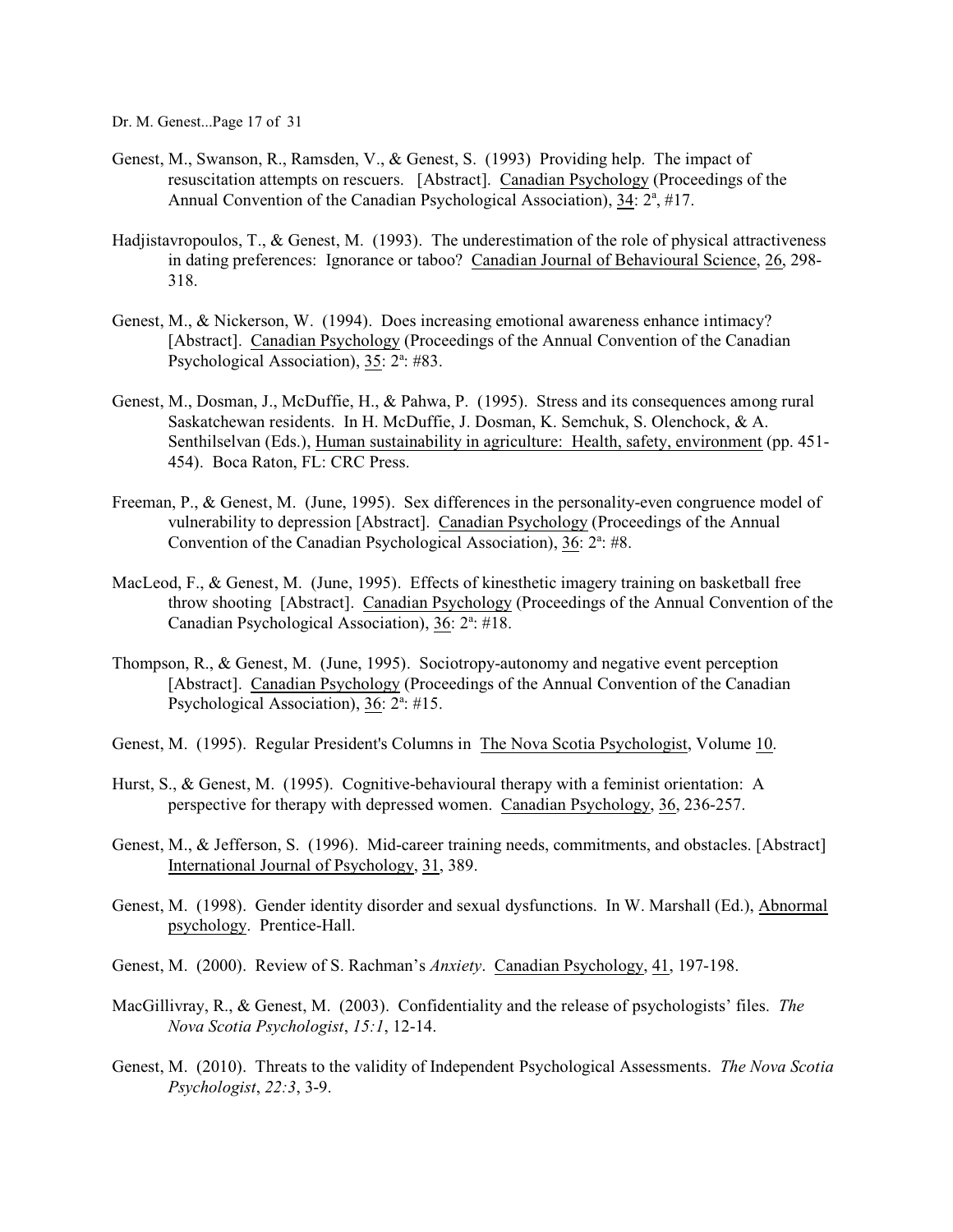Genest, M., Swanson, R., Ramsden, V., & Genest, S. (1993) Providing help. The impact of resuscitation attempts on rescuers. [Abstract]. Canadian Psychology (Proceedings of the Annual Convention of the Canadian Psychological Association), 34: 2[a], #17.

Hadjistavropoulos, T., & Genest, M. (1993). The underestimation of the role of physical attractiveness in dating preferences: Ignorance or taboo? Canadian Journal of Behavioural Science, 26, 298-318.

Genest, M., & Nickerson, W. (1994). Does increasing emotional awareness enhance intimacy? [Abstract]. Canadian Psychology (Proceedings of the Annual Convention of the Canadian Psychological Association), 35: 2[a]: #83.

Genest, M., Dosman, J., McDuffie, H., & Pahwa, P. (1995). Stress and its consequences among rural Saskatchewan residents. In H. McDuffie, J. Dosman, K. Semchuk, S. Olenchock, & A. Senthilselvan (Eds.), Human sustainability in agriculture: Health, safety, environment (pp. 451-454). Boca Raton, FL: CRC Press.

Freeman, P., & Genest, M. (June, 1995). Sex differences in the personality-even congruence model of vulnerability to depression [Abstract]. Canadian Psychology (Proceedings of the Annual Convention of the Canadian Psychological Association), 36: 2[a]: #8.

MacLeod, F., & Genest, M. (June, 1995). Effects of kinesthetic imagery training on basketball free throw shooting [Abstract]. Canadian Psychology (Proceedings of the Annual Convention of the Canadian Psychological Association), 36: 2[a]: #18.

Thompson, R., & Genest, M. (June, 1995). Sociotropy-autonomy and negative event perception [Abstract]. Canadian Psychology (Proceedings of the Annual Convention of the Canadian Psychological Association), 36: 2[a]: #15.

Genest, M. (1995). Regular President's Columns in The Nova Scotia Psychologist, Volume 10.

Hurst, S., & Genest, M. (1995). Cognitive-behavioural therapy with a feminist orientation: A perspective for therapy with depressed women. Canadian Psychology, 36, 236-257.

Genest, M., & Jefferson, S. (1996). Mid-career training needs, commitments, and obstacles. [Abstract] International Journal of Psychology, 31, 389.

Genest, M. (1998). Gender identity disorder and sexual dysfunctions. In W. Marshall (Ed.), Abnormal psychology. Prentice-Hall.

Genest, M. (2000). Review of S. Rachman's *Anxiety*. Canadian Psychology, 41, 197-198.

MacGillivray, R., & Genest, M. (2003). Confidentiality and the release of psychologists' files. *The Nova Scotia Psychologist*, *15:1*, 12-14.

Genest, M. (2010). Threats to the validity of Independent Psychological Assessments. *The Nova Scotia Psychologist*, *22:3*, 3-9.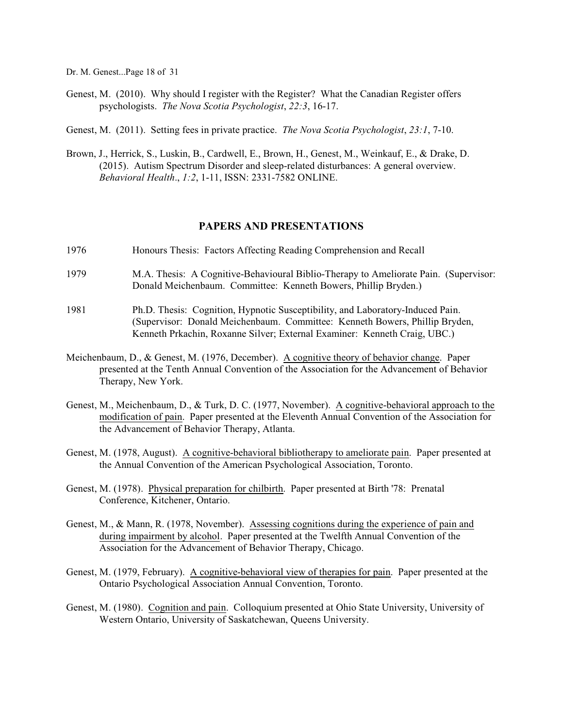Genest, M. (2010). Why should I register with the Register? What the Canadian Register offers psychologists. *The Nova Scotia Psychologist*, *22:3*, 16-17.

Genest, M. (2011). Setting fees in private practice. *The Nova Scotia Psychologist*, *23:1*, 7-10.

Brown, J., Herrick, S., Luskin, B., Cardwell, E., Brown, H., Genest, M., Weinkauf, E., & Drake, D. (2015). Autism Spectrum Disorder and sleep-related disturbances: A general overview. *Behavioral Health*., *1:2*, 1-11, ISSN: 2331-7582 ONLINE.

## PAPERS AND PRESENTATIONS

1976 Honours Thesis: Factors Affecting Reading Comprehension and Recall

1979 M.A. Thesis: A Cognitive-Behavioural Biblio-Therapy to Ameliorate Pain. (Supervisor: Donald Meichenbaum. Committee: Kenneth Bowers, Phillip Bryden.)

1981 Ph.D. Thesis: Cognition, Hypnotic Susceptibility, and Laboratory-Induced Pain. (Supervisor: Donald Meichenbaum. Committee: Kenneth Bowers, Phillip Bryden, Kenneth Prkachin, Roxanne Silver; External Examiner: Kenneth Craig, UBC.)

Meichenbaum, D., & Genest, M. (1976, December). A cognitive theory of behavior change. Paper presented at the Tenth Annual Convention of the Association for the Advancement of Behavior Therapy, New York.

Genest, M., Meichenbaum, D., & Turk, D. C. (1977, November). A cognitive-behavioral approach to the modification of pain. Paper presented at the Eleventh Annual Convention of the Association for the Advancement of Behavior Therapy, Atlanta.

Genest, M. (1978, August). A cognitive-behavioral bibliotherapy to ameliorate pain. Paper presented at the Annual Convention of the American Psychological Association, Toronto.

Genest, M. (1978). Physical preparation for chilbirth. Paper presented at Birth '78: Prenatal Conference, Kitchener, Ontario.

Genest, M., & Mann, R. (1978, November). Assessing cognitions during the experience of pain and during impairment by alcohol. Paper presented at the Twelfth Annual Convention of the Association for the Advancement of Behavior Therapy, Chicago.

Genest, M. (1979, February). A cognitive-behavioral view of therapies for pain. Paper presented at the Ontario Psychological Association Annual Convention, Toronto.

Genest, M. (1980). Cognition and pain. Colloquium presented at Ohio State University, University of Western Ontario, University of Saskatchewan, Queens University.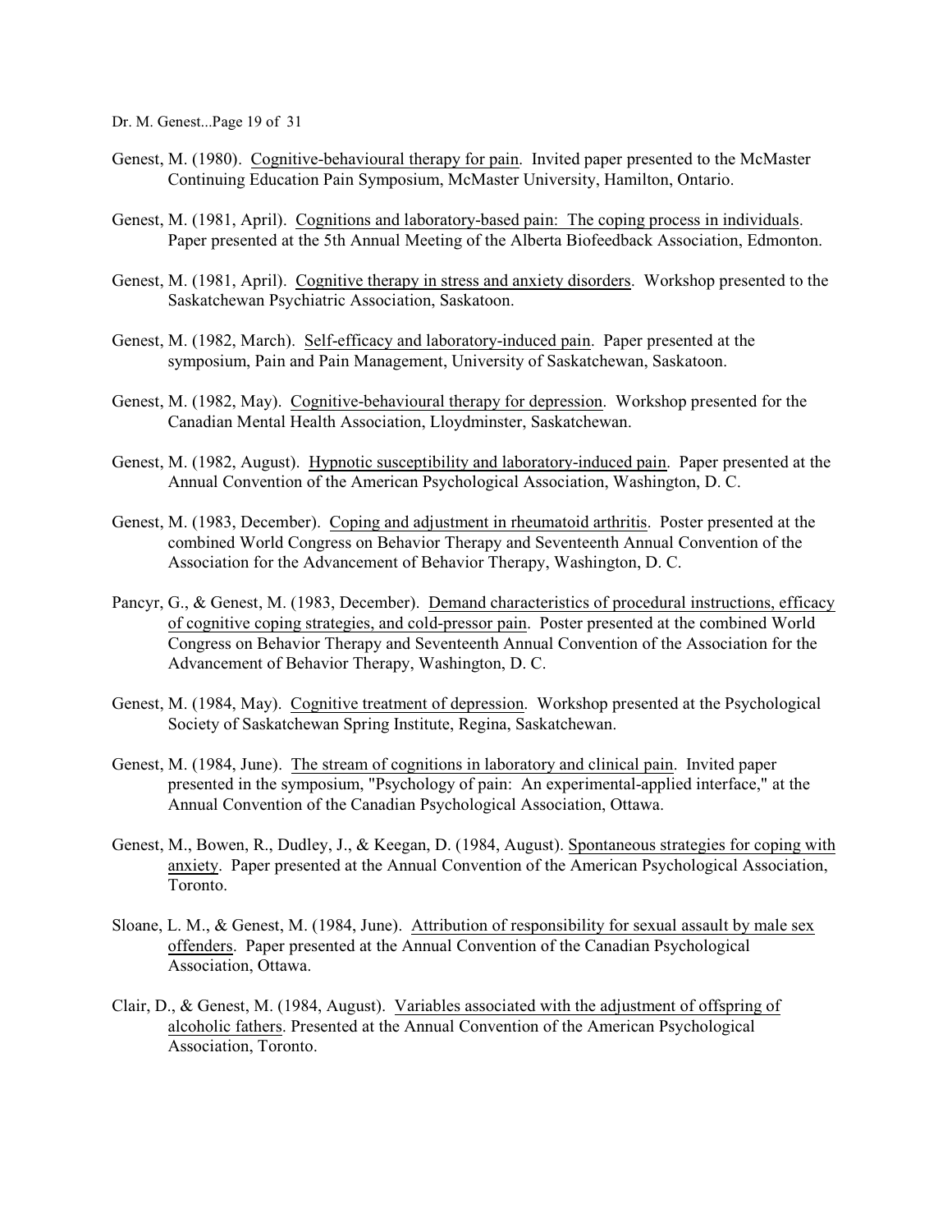Genest, M. (1980). <u>Cognitive-behavioural therapy for pain</u>. Invited paper presented to the McMaster Continuing Education Pain Symposium, McMaster University, Hamilton, Ontario.

Genest, M. (1981, April). <u>Cognitions and laboratory-based pain: The coping process in individuals</u>. Paper presented at the 5th Annual Meeting of the Alberta Biofeedback Association, Edmonton.

Genest, M. (1981, April). <u>Cognitive therapy in stress and anxiety disorders</u>. Workshop presented to the Saskatchewan Psychiatric Association, Saskatoon.

Genest, M. (1982, March). <u>Self-efficacy and laboratory-induced pain</u>. Paper presented at the symposium, Pain and Pain Management, University of Saskatchewan, Saskatoon.

Genest, M. (1982, May). <u>Cognitive-behavioural therapy for depression</u>. Workshop presented for the Canadian Mental Health Association, Lloydminster, Saskatchewan.

Genest, M. (1982, August). <u>Hypnotic susceptibility and laboratory-induced pain</u>. Paper presented at the Annual Convention of the American Psychological Association, Washington, D. C.

Genest, M. (1983, December). <u>Coping and adjustment in rheumatoid arthritis</u>. Poster presented at the combined World Congress on Behavior Therapy and Seventeenth Annual Convention of the Association for the Advancement of Behavior Therapy, Washington, D. C.

Pancyr, G., & Genest, M. (1983, December). <u>Demand characteristics of procedural instructions, efficacy of cognitive coping strategies, and cold-pressor pain</u>. Poster presented at the combined World Congress on Behavior Therapy and Seventeenth Annual Convention of the Association for the Advancement of Behavior Therapy, Washington, D. C.

Genest, M. (1984, May). <u>Cognitive treatment of depression</u>. Workshop presented at the Psychological Society of Saskatchewan Spring Institute, Regina, Saskatchewan.

Genest, M. (1984, June). <u>The stream of cognitions in laboratory and clinical pain</u>. Invited paper presented in the symposium, "Psychology of pain: An experimental-applied interface," at the Annual Convention of the Canadian Psychological Association, Ottawa.

Genest, M., Bowen, R., Dudley, J., & Keegan, D. (1984, August). <u>Spontaneous strategies for coping with anxiety</u>. Paper presented at the Annual Convention of the American Psychological Association, Toronto.

Sloane, L. M., & Genest, M. (1984, June). <u>Attribution of responsibility for sexual assault by male sex offenders</u>. Paper presented at the Annual Convention of the Canadian Psychological Association, Ottawa.

Clair, D., & Genest, M. (1984, August). <u>Variables associated with the adjustment of offspring of alcoholic fathers</u>. Presented at the Annual Convention of the American Psychological Association, Toronto.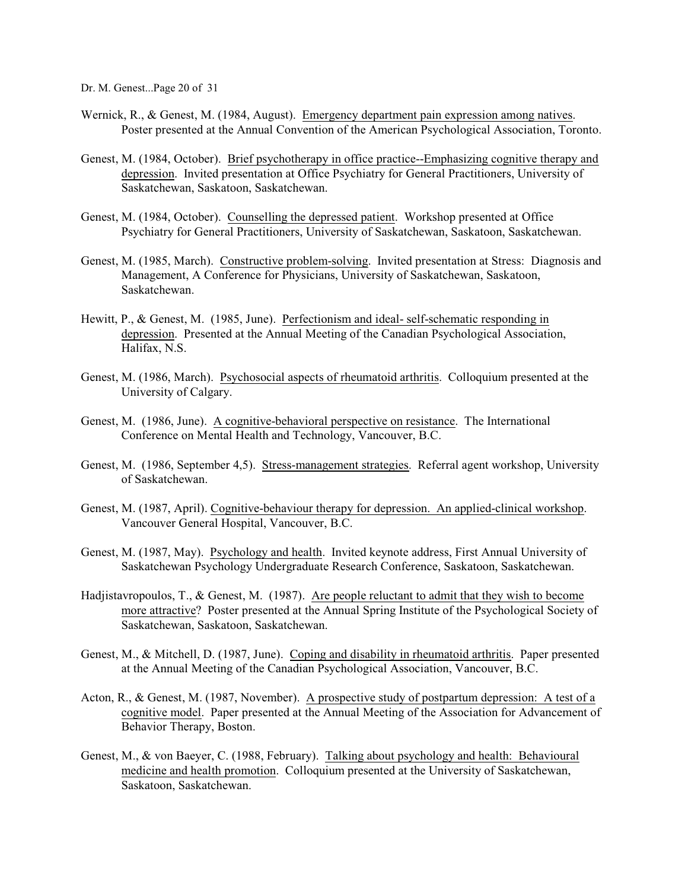Wernick, R., & Genest, M. (1984, August). Emergency department pain expression among natives. Poster presented at the Annual Convention of the American Psychological Association, Toronto.

Genest, M. (1984, October). Brief psychotherapy in office practice--Emphasizing cognitive therapy and depression. Invited presentation at Office Psychiatry for General Practitioners, University of Saskatchewan, Saskatoon, Saskatchewan.

Genest, M. (1984, October). Counselling the depressed patient. Workshop presented at Office Psychiatry for General Practitioners, University of Saskatchewan, Saskatoon, Saskatchewan.

Genest, M. (1985, March). Constructive problem-solving. Invited presentation at Stress: Diagnosis and Management, A Conference for Physicians, University of Saskatchewan, Saskatoon, Saskatchewan.

Hewitt, P., & Genest, M. (1985, June). Perfectionism and ideal- self-schematic responding in depression. Presented at the Annual Meeting of the Canadian Psychological Association, Halifax, N.S.

Genest, M. (1986, March). Psychosocial aspects of rheumatoid arthritis. Colloquium presented at the University of Calgary.

Genest, M. (1986, June). A cognitive-behavioral perspective on resistance. The International Conference on Mental Health and Technology, Vancouver, B.C.

Genest, M. (1986, September 4,5). Stress-management strategies. Referral agent workshop, University of Saskatchewan.

Genest, M. (1987, April). Cognitive-behaviour therapy for depression. An applied-clinical workshop. Vancouver General Hospital, Vancouver, B.C.

Genest, M. (1987, May). Psychology and health. Invited keynote address, First Annual University of Saskatchewan Psychology Undergraduate Research Conference, Saskatoon, Saskatchewan.

Hadjistavropoulos, T., & Genest, M. (1987). Are people reluctant to admit that they wish to become more attractive? Poster presented at the Annual Spring Institute of the Psychological Society of Saskatchewan, Saskatoon, Saskatchewan.

Genest, M., & Mitchell, D. (1987, June). Coping and disability in rheumatoid arthritis. Paper presented at the Annual Meeting of the Canadian Psychological Association, Vancouver, B.C.

Acton, R., & Genest, M. (1987, November). A prospective study of postpartum depression: A test of a cognitive model. Paper presented at the Annual Meeting of the Association for Advancement of Behavior Therapy, Boston.

Genest, M., & von Baeyer, C. (1988, February). Talking about psychology and health: Behavioural medicine and health promotion. Colloquium presented at the University of Saskatchewan, Saskatoon, Saskatchewan.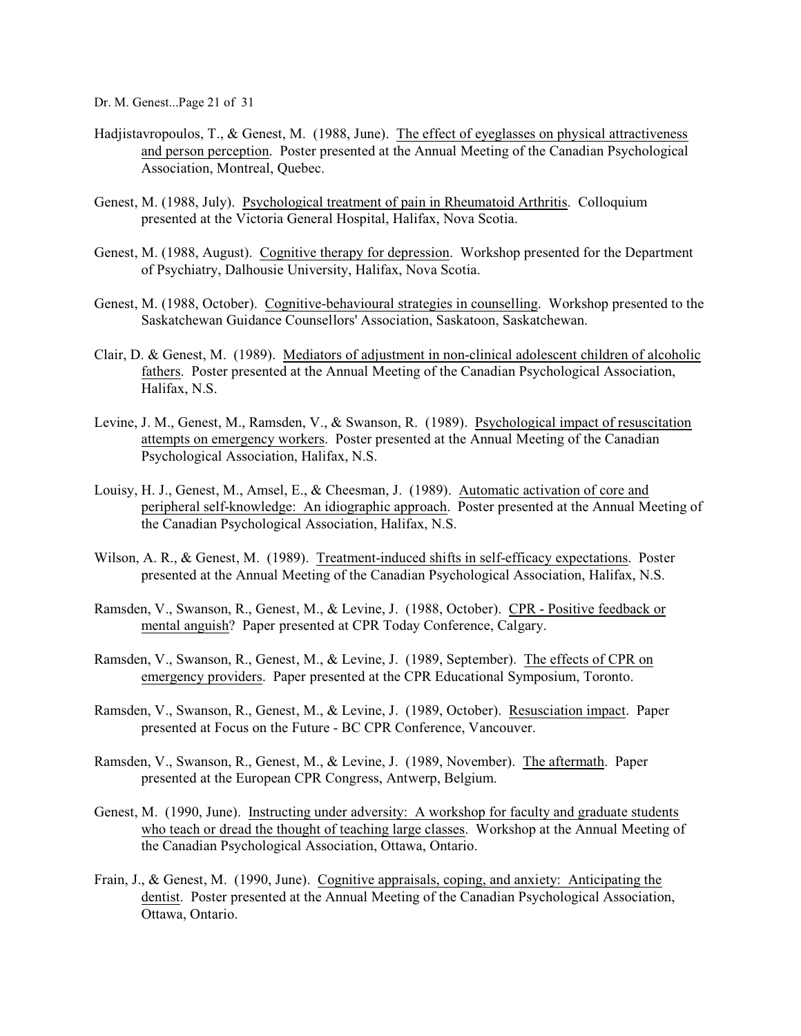Hadjistavropoulos, T., & Genest, M. (1988, June). <u>The effect of eyeglasses on physical attractiveness and person perception</u>. Poster presented at the Annual Meeting of the Canadian Psychological Association, Montreal, Quebec.

Genest, M. (1988, July). <u>Psychological treatment of pain in Rheumatoid Arthritis</u>. Colloquium presented at the Victoria General Hospital, Halifax, Nova Scotia.

Genest, M. (1988, August). <u>Cognitive therapy for depression</u>. Workshop presented for the Department of Psychiatry, Dalhousie University, Halifax, Nova Scotia.

Genest, M. (1988, October). <u>Cognitive-behavioural strategies in counselling</u>. Workshop presented to the Saskatchewan Guidance Counsellors' Association, Saskatoon, Saskatchewan.

Clair, D. & Genest, M. (1989). <u>Mediators of adjustment in non-clinical adolescent children of alcoholic fathers</u>. Poster presented at the Annual Meeting of the Canadian Psychological Association, Halifax, N.S.

Levine, J. M., Genest, M., Ramsden, V., & Swanson, R. (1989). <u>Psychological impact of resuscitation attempts on emergency workers</u>. Poster presented at the Annual Meeting of the Canadian Psychological Association, Halifax, N.S.

Louisy, H. J., Genest, M., Amsel, E., & Cheesman, J. (1989). <u>Automatic activation of core and peripheral self-knowledge: An idiographic approach</u>. Poster presented at the Annual Meeting of the Canadian Psychological Association, Halifax, N.S.

Wilson, A. R., & Genest, M. (1989). <u>Treatment-induced shifts in self-efficacy expectations</u>. Poster presented at the Annual Meeting of the Canadian Psychological Association, Halifax, N.S.

Ramsden, V., Swanson, R., Genest, M., & Levine, J. (1988, October). <u>CPR - Positive feedback or mental anguish</u>? Paper presented at CPR Today Conference, Calgary.

Ramsden, V., Swanson, R., Genest, M., & Levine, J. (1989, September). <u>The effects of CPR on emergency providers</u>. Paper presented at the CPR Educational Symposium, Toronto.

Ramsden, V., Swanson, R., Genest, M., & Levine, J. (1989, October). <u>Resusciation impact</u>. Paper presented at Focus on the Future - BC CPR Conference, Vancouver.

Ramsden, V., Swanson, R., Genest, M., & Levine, J. (1989, November). <u>The aftermath</u>. Paper presented at the European CPR Congress, Antwerp, Belgium.

Genest, M. (1990, June). <u>Instructing under adversity: A workshop for faculty and graduate students who teach or dread the thought of teaching large classes</u>. Workshop at the Annual Meeting of the Canadian Psychological Association, Ottawa, Ontario.

Frain, J., & Genest, M. (1990, June). <u>Cognitive appraisals, coping, and anxiety: Anticipating the dentist</u>. Poster presented at the Annual Meeting of the Canadian Psychological Association, Ottawa, Ontario.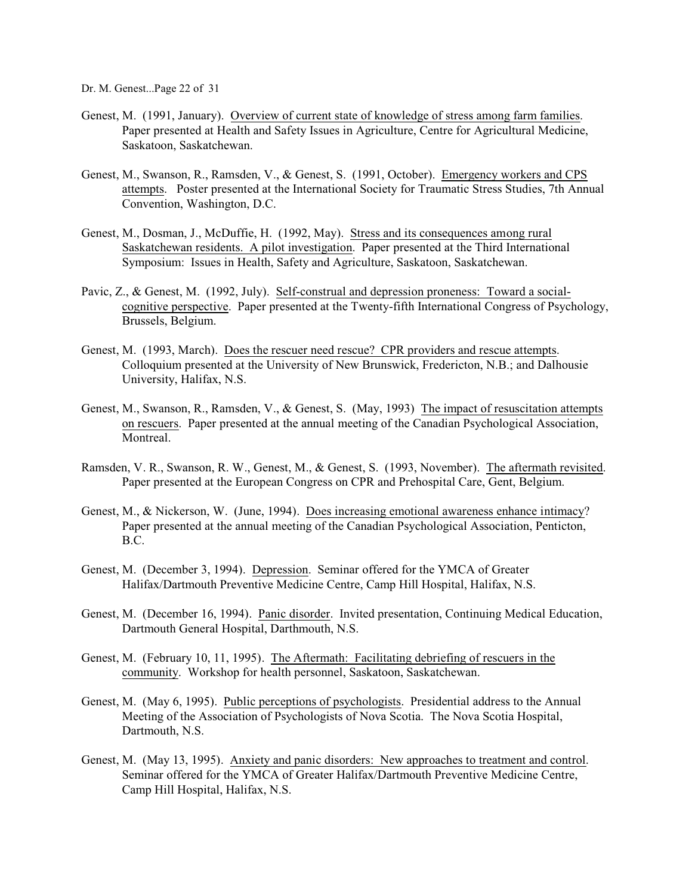Genest, M. (1991, January). Overview of current state of knowledge of stress among farm families. Paper presented at Health and Safety Issues in Agriculture, Centre for Agricultural Medicine, Saskatoon, Saskatchewan.

Genest, M., Swanson, R., Ramsden, V., & Genest, S. (1991, October). Emergency workers and CPS attempts. Poster presented at the International Society for Traumatic Stress Studies, 7th Annual Convention, Washington, D.C.

Genest, M., Dosman, J., McDuffie, H. (1992, May). Stress and its consequences among rural Saskatchewan residents. A pilot investigation. Paper presented at the Third International Symposium: Issues in Health, Safety and Agriculture, Saskatoon, Saskatchewan.

Pavic, Z., & Genest, M. (1992, July). Self-construal and depression proneness: Toward a social-cognitive perspective. Paper presented at the Twenty-fifth International Congress of Psychology, Brussels, Belgium.

Genest, M. (1993, March). Does the rescuer need rescue? CPR providers and rescue attempts. Colloquium presented at the University of New Brunswick, Fredericton, N.B.; and Dalhousie University, Halifax, N.S.

Genest, M., Swanson, R., Ramsden, V., & Genest, S. (May, 1993) The impact of resuscitation attempts on rescuers. Paper presented at the annual meeting of the Canadian Psychological Association, Montreal.

Ramsden, V. R., Swanson, R. W., Genest, M., & Genest, S. (1993, November). The aftermath revisited. Paper presented at the European Congress on CPR and Prehospital Care, Gent, Belgium.

Genest, M., & Nickerson, W. (June, 1994). Does increasing emotional awareness enhance intimacy? Paper presented at the annual meeting of the Canadian Psychological Association, Penticton, B.C.

Genest, M. (December 3, 1994). Depression. Seminar offered for the YMCA of Greater Halifax/Dartmouth Preventive Medicine Centre, Camp Hill Hospital, Halifax, N.S.

Genest, M. (December 16, 1994). Panic disorder. Invited presentation, Continuing Medical Education, Dartmouth General Hospital, Darthmouth, N.S.

Genest, M. (February 10, 11, 1995). The Aftermath: Facilitating debriefing of rescuers in the community. Workshop for health personnel, Saskatoon, Saskatchewan.

Genest, M. (May 6, 1995). Public perceptions of psychologists. Presidential address to the Annual Meeting of the Association of Psychologists of Nova Scotia. The Nova Scotia Hospital, Dartmouth, N.S.

Genest, M. (May 13, 1995). Anxiety and panic disorders: New approaches to treatment and control. Seminar offered for the YMCA of Greater Halifax/Dartmouth Preventive Medicine Centre, Camp Hill Hospital, Halifax, N.S.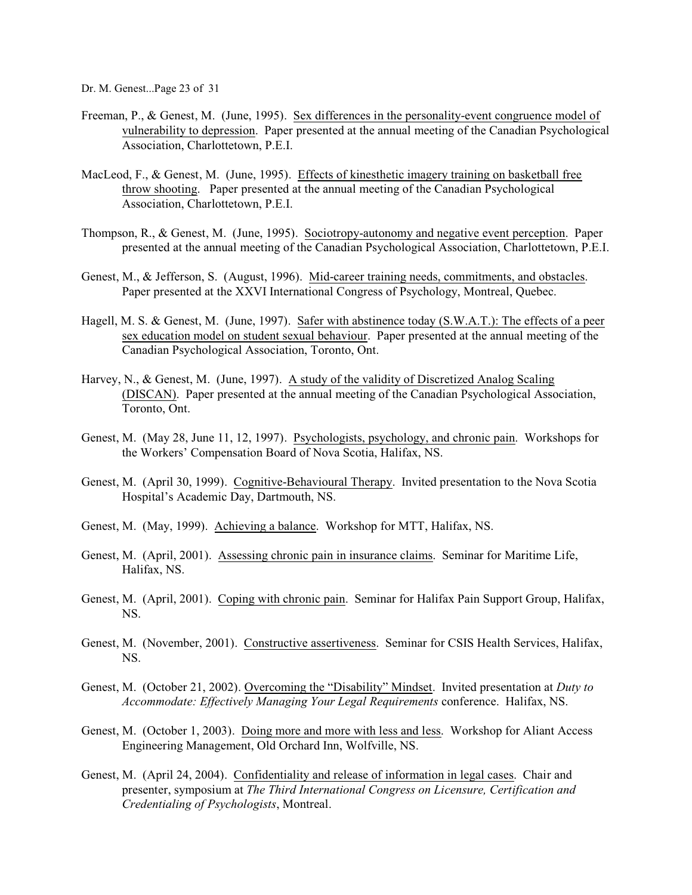Freeman, P., & Genest, M. (June, 1995). <u>Sex differences in the personality-event congruence model of vulnerability to depression</u>. Paper presented at the annual meeting of the Canadian Psychological Association, Charlottetown, P.E.I.

MacLeod, F., & Genest, M. (June, 1995). <u>Effects of kinesthetic imagery training on basketball free throw shooting</u>. Paper presented at the annual meeting of the Canadian Psychological Association, Charlottetown, P.E.I.

Thompson, R., & Genest, M. (June, 1995). <u>Sociotropy-autonomy and negative event perception</u>. Paper presented at the annual meeting of the Canadian Psychological Association, Charlottetown, P.E.I.

Genest, M., & Jefferson, S. (August, 1996). <u>Mid-career training needs, commitments, and obstacles</u>. Paper presented at the XXVI International Congress of Psychology, Montreal, Quebec.

Hagell, M. S. & Genest, M. (June, 1997). <u>Safer with abstinence today (S.W.A.T.): The effects of a peer sex education model on student sexual behaviour</u>. Paper presented at the annual meeting of the Canadian Psychological Association, Toronto, Ont.

Harvey, N., & Genest, M. (June, 1997). <u>A study of the validity of Discretized Analog Scaling (DISCAN)</u>. Paper presented at the annual meeting of the Canadian Psychological Association, Toronto, Ont.

Genest, M. (May 28, June 11, 12, 1997). <u>Psychologists, psychology, and chronic pain</u>. Workshops for the Workers' Compensation Board of Nova Scotia, Halifax, NS.

Genest, M. (April 30, 1999). <u>Cognitive-Behavioural Therapy</u>. Invited presentation to the Nova Scotia Hospital's Academic Day, Dartmouth, NS.

Genest, M. (May, 1999). <u>Achieving a balance</u>. Workshop for MTT, Halifax, NS.

Genest, M. (April, 2001). <u>Assessing chronic pain in insurance claims</u>. Seminar for Maritime Life, Halifax, NS.

Genest, M. (April, 2001). <u>Coping with chronic pain</u>. Seminar for Halifax Pain Support Group, Halifax, NS.

Genest, M. (November, 2001). <u>Constructive assertiveness</u>. Seminar for CSIS Health Services, Halifax, NS.

Genest, M. (October 21, 2002). <u>Overcoming the "Disability" Mindset</u>. Invited presentation at *Duty to Accommodate: Effectively Managing Your Legal Requirements* conference. Halifax, NS.

Genest, M. (October 1, 2003). <u>Doing more and more with less and less</u>. Workshop for Aliant Access Engineering Management, Old Orchard Inn, Wolfville, NS.

Genest, M. (April 24, 2004). <u>Confidentiality and release of information in legal cases</u>. Chair and presenter, symposium at *The Third International Congress on Licensure, Certification and Credentialing of Psychologists*, Montreal.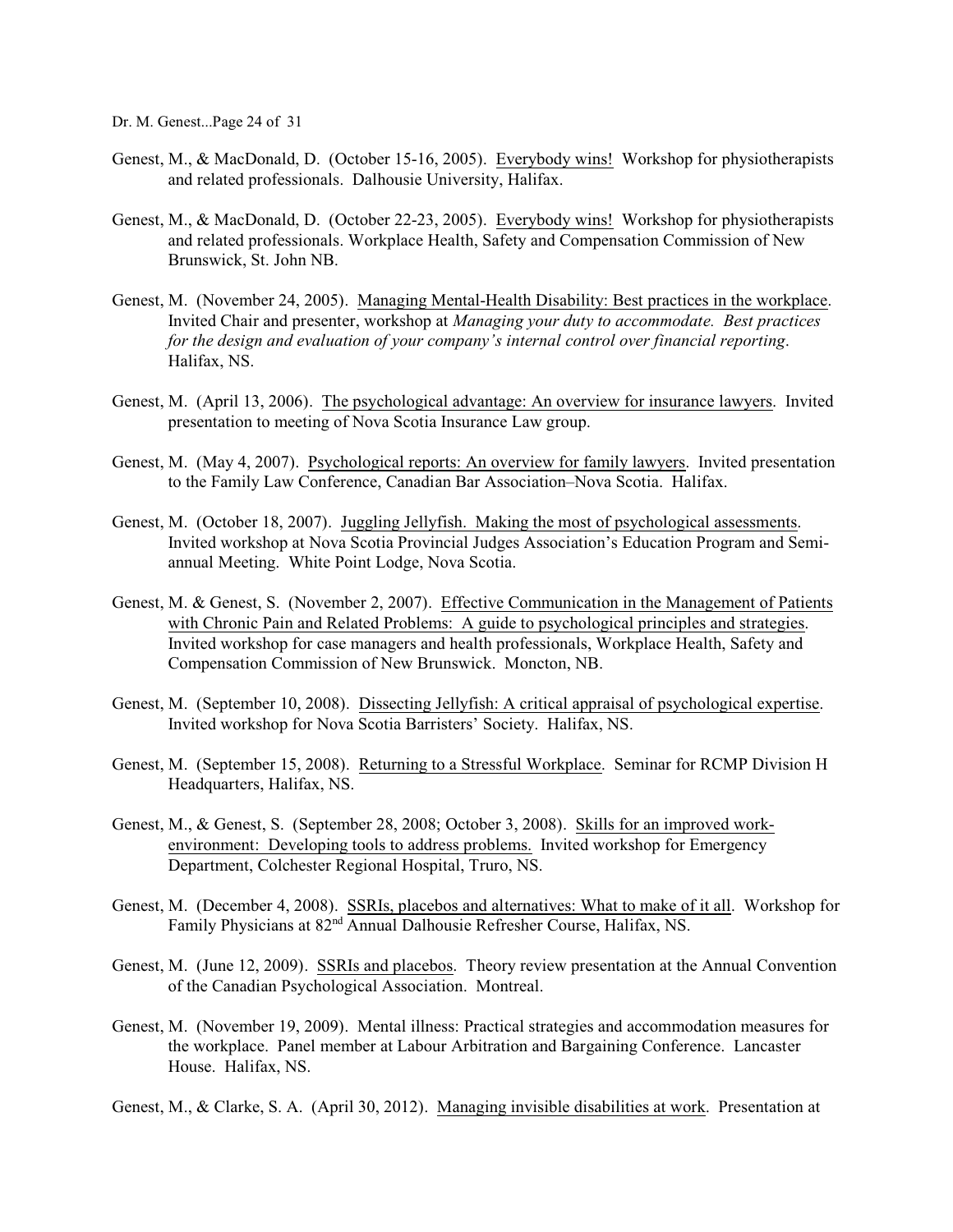Genest, M., & MacDonald, D. (October 15-16, 2005). Everybody wins! Workshop for physiotherapists and related professionals. Dalhousie University, Halifax.

Genest, M., & MacDonald, D. (October 22-23, 2005). Everybody wins! Workshop for physiotherapists and related professionals. Workplace Health, Safety and Compensation Commission of New Brunswick, St. John NB.

Genest, M. (November 24, 2005). Managing Mental-Health Disability: Best practices in the workplace. Invited Chair and presenter, workshop at *Managing your duty to accommodate. Best practices for the design and evaluation of your company's internal control over financial reporting*. Halifax, NS.

Genest, M. (April 13, 2006). The psychological advantage: An overview for insurance lawyers. Invited presentation to meeting of Nova Scotia Insurance Law group.

Genest, M. (May 4, 2007). Psychological reports: An overview for family lawyers. Invited presentation to the Family Law Conference, Canadian Bar Association–Nova Scotia. Halifax.

Genest, M. (October 18, 2007). Juggling Jellyfish. Making the most of psychological assessments. Invited workshop at Nova Scotia Provincial Judges Association's Education Program and Semi-annual Meeting. White Point Lodge, Nova Scotia.

Genest, M. & Genest, S. (November 2, 2007). Effective Communication in the Management of Patients with Chronic Pain and Related Problems: A guide to psychological principles and strategies. Invited workshop for case managers and health professionals, Workplace Health, Safety and Compensation Commission of New Brunswick. Moncton, NB.

Genest, M. (September 10, 2008). Dissecting Jellyfish: A critical appraisal of psychological expertise. Invited workshop for Nova Scotia Barristers' Society. Halifax, NS.

Genest, M. (September 15, 2008). Returning to a Stressful Workplace. Seminar for RCMP Division H Headquarters, Halifax, NS.

Genest, M., & Genest, S. (September 28, 2008; October 3, 2008). Skills for an improved work-environment: Developing tools to address problems. Invited workshop for Emergency Department, Colchester Regional Hospital, Truro, NS.

Genest, M. (December 4, 2008). SSRIs, placebos and alternatives: What to make of it all. Workshop for Family Physicians at 82nd Annual Dalhousie Refresher Course, Halifax, NS.

Genest, M. (June 12, 2009). SSRIs and placebos. Theory review presentation at the Annual Convention of the Canadian Psychological Association. Montreal.

Genest, M. (November 19, 2009). Mental illness: Practical strategies and accommodation measures for the workplace. Panel member at Labour Arbitration and Bargaining Conference. Lancaster House. Halifax, NS.

Genest, M., & Clarke, S. A. (April 30, 2012). Managing invisible disabilities at work. Presentation at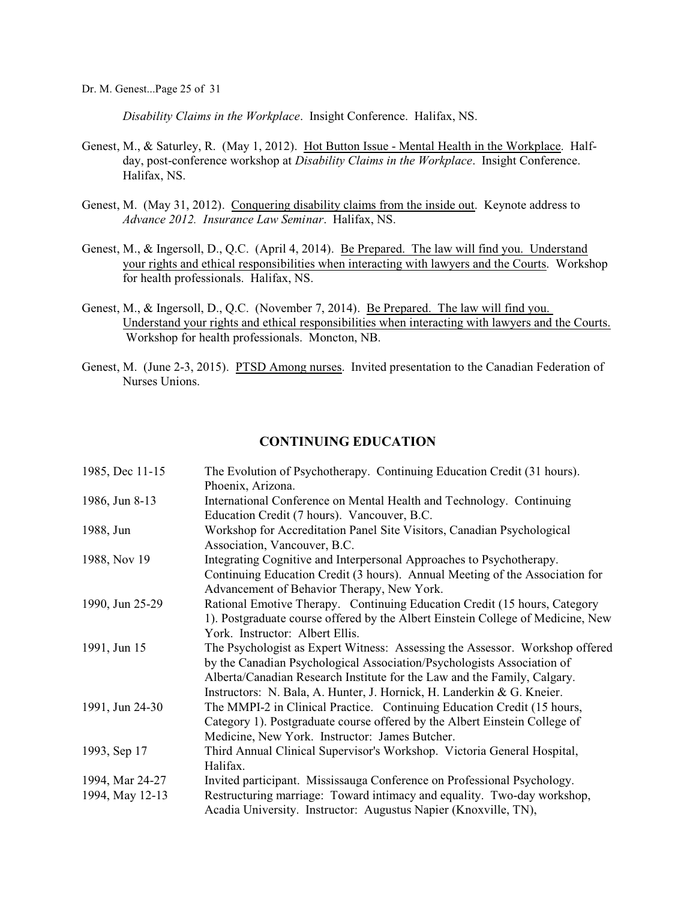*Disability Claims in the Workplace*. Insight Conference. Halifax, NS.

Genest, M., & Saturley, R. (May 1, 2012). Hot Button Issue - Mental Health in the Workplace. Half-day, post-conference workshop at *Disability Claims in the Workplace*. Insight Conference. Halifax, NS.

Genest, M. (May 31, 2012). Conquering disability claims from the inside out. Keynote address to *Advance 2012. Insurance Law Seminar*. Halifax, NS.

Genest, M., & Ingersoll, D., Q.C. (April 4, 2014). Be Prepared. The law will find you. Understand your rights and ethical responsibilities when interacting with lawyers and the Courts. Workshop for health professionals. Halifax, NS.

Genest, M., & Ingersoll, D., Q.C. (November 7, 2014). Be Prepared. The law will find you. Understand your rights and ethical responsibilities when interacting with lawyers and the Courts. Workshop for health professionals. Moncton, NB.

Genest, M. (June 2-3, 2015). PTSD Among nurses. Invited presentation to the Canadian Federation of Nurses Unions.

## CONTINUING EDUCATION

| | |
|---|---|
| 1985, Dec 11-15 | The Evolution of Psychotherapy. Continuing Education Credit (31 hours). Phoenix, Arizona. |
| 1986, Jun 8-13 | International Conference on Mental Health and Technology. Continuing Education Credit (7 hours). Vancouver, B.C. |
| 1988, Jun | Workshop for Accreditation Panel Site Visitors, Canadian Psychological Association, Vancouver, B.C. |
| 1988, Nov 19 | Integrating Cognitive and Interpersonal Approaches to Psychotherapy. Continuing Education Credit (3 hours). Annual Meeting of the Association for Advancement of Behavior Therapy, New York. |
| 1990, Jun 25-29 | Rational Emotive Therapy. Continuing Education Credit (15 hours, Category 1). Postgraduate course offered by the Albert Einstein College of Medicine, New York. Instructor: Albert Ellis. |
| 1991, Jun 15 | The Psychologist as Expert Witness: Assessing the Assessor. Workshop offered by the Canadian Psychological Association/Psychologists Association of Alberta/Canadian Research Institute for the Law and the Family, Calgary. Instructors: N. Bala, A. Hunter, J. Hornick, H. Landerkin & G. Kneier. |
| 1991, Jun 24-30 | The MMPI-2 in Clinical Practice. Continuing Education Credit (15 hours, Category 1). Postgraduate course offered by the Albert Einstein College of Medicine, New York. Instructor: James Butcher. |
| 1993, Sep 17 | Third Annual Clinical Supervisor's Workshop. Victoria General Hospital, Halifax. |
| 1994, Mar 24-27 | Invited participant. Mississauga Conference on Professional Psychology. |
| 1994, May 12-13 | Restructuring marriage: Toward intimacy and equality. Two-day workshop, Acadia University. Instructor: Augustus Napier (Knoxville, TN), |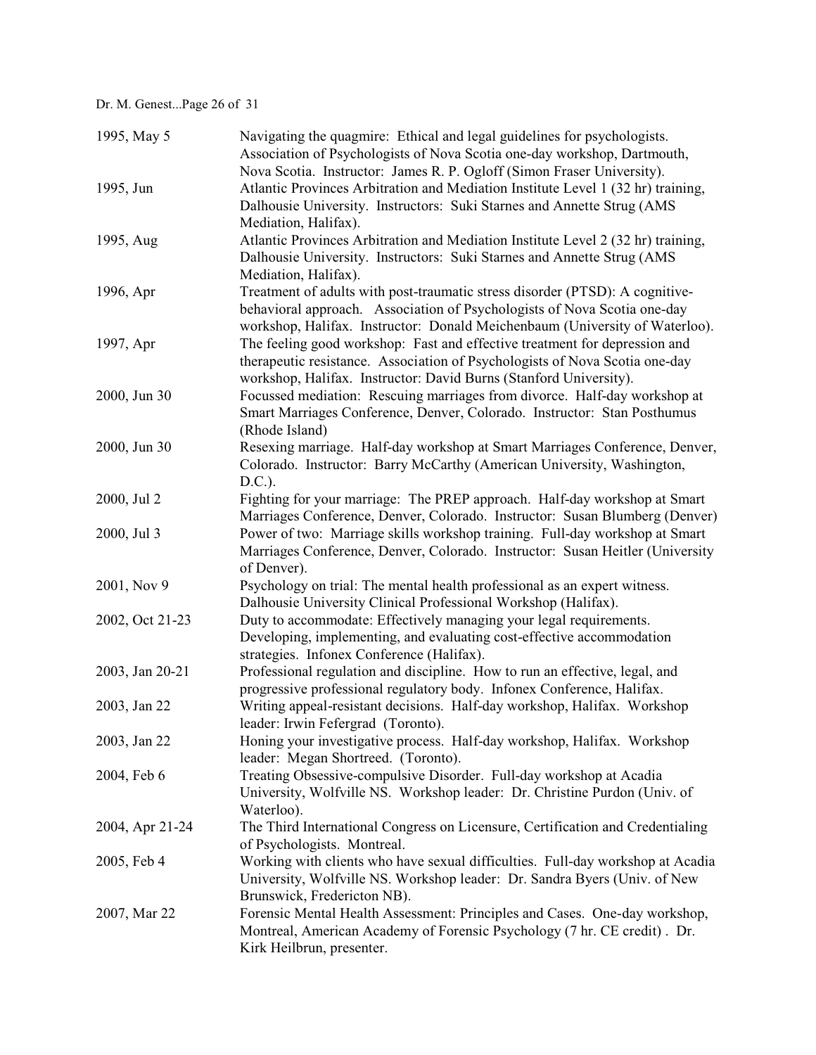| | |
|---|---|
| 1995, May 5 | Navigating the quagmire: Ethical and legal guidelines for psychologists. Association of Psychologists of Nova Scotia one-day workshop, Dartmouth, Nova Scotia. Instructor: James R. P. Ogloff (Simon Fraser University). |
| 1995, Jun | Atlantic Provinces Arbitration and Mediation Institute Level 1 (32 hr) training, Dalhousie University. Instructors: Suki Starnes and Annette Strug (AMS Mediation, Halifax). |
| 1995, Aug | Atlantic Provinces Arbitration and Mediation Institute Level 2 (32 hr) training, Dalhousie University. Instructors: Suki Starnes and Annette Strug (AMS Mediation, Halifax). |
| 1996, Apr | Treatment of adults with post-traumatic stress disorder (PTSD): A cognitive-behavioral approach. Association of Psychologists of Nova Scotia one-day workshop, Halifax. Instructor: Donald Meichenbaum (University of Waterloo). |
| 1997, Apr | The feeling good workshop: Fast and effective treatment for depression and therapeutic resistance. Association of Psychologists of Nova Scotia one-day workshop, Halifax. Instructor: David Burns (Stanford University). |
| 2000, Jun 30 | Focussed mediation: Rescuing marriages from divorce. Half-day workshop at Smart Marriages Conference, Denver, Colorado. Instructor: Stan Posthumus (Rhode Island) |
| 2000, Jun 30 | Resexing marriage. Half-day workshop at Smart Marriages Conference, Denver, Colorado. Instructor: Barry McCarthy (American University, Washington, D.C.). |
| 2000, Jul 2 | Fighting for your marriage: The PREP approach. Half-day workshop at Smart Marriages Conference, Denver, Colorado. Instructor: Susan Blumberg (Denver) |
| 2000, Jul 3 | Power of two: Marriage skills workshop training. Full-day workshop at Smart Marriages Conference, Denver, Colorado. Instructor: Susan Heitler (University of Denver). |
| 2001, Nov 9 | Psychology on trial: The mental health professional as an expert witness. Dalhousie University Clinical Professional Workshop (Halifax). |
| 2002, Oct 21-23 | Duty to accommodate: Effectively managing your legal requirements. Developing, implementing, and evaluating cost-effective accommodation strategies. Infonex Conference (Halifax). |
| 2003, Jan 20-21 | Professional regulation and discipline. How to run an effective, legal, and progressive professional regulatory body. Infonex Conference, Halifax. |
| 2003, Jan 22 | Writing appeal-resistant decisions. Half-day workshop, Halifax. Workshop leader: Irwin Fefergrad (Toronto). |
| 2003, Jan 22 | Honing your investigative process. Half-day workshop, Halifax. Workshop leader: Megan Shortreed. (Toronto). |
| 2004, Feb 6 | Treating Obsessive-compulsive Disorder. Full-day workshop at Acadia University, Wolfville NS. Workshop leader: Dr. Christine Purdon (Univ. of Waterloo). |
| 2004, Apr 21-24 | The Third International Congress on Licensure, Certification and Credentialing of Psychologists. Montreal. |
| 2005, Feb 4 | Working with clients who have sexual difficulties. Full-day workshop at Acadia University, Wolfville NS. Workshop leader: Dr. Sandra Byers (Univ. of New Brunswick, Fredericton NB). |
| 2007, Mar 22 | Forensic Mental Health Assessment: Principles and Cases. One-day workshop, Montreal, American Academy of Forensic Psychology (7 hr. CE credit) . Dr. Kirk Heilbrun, presenter. |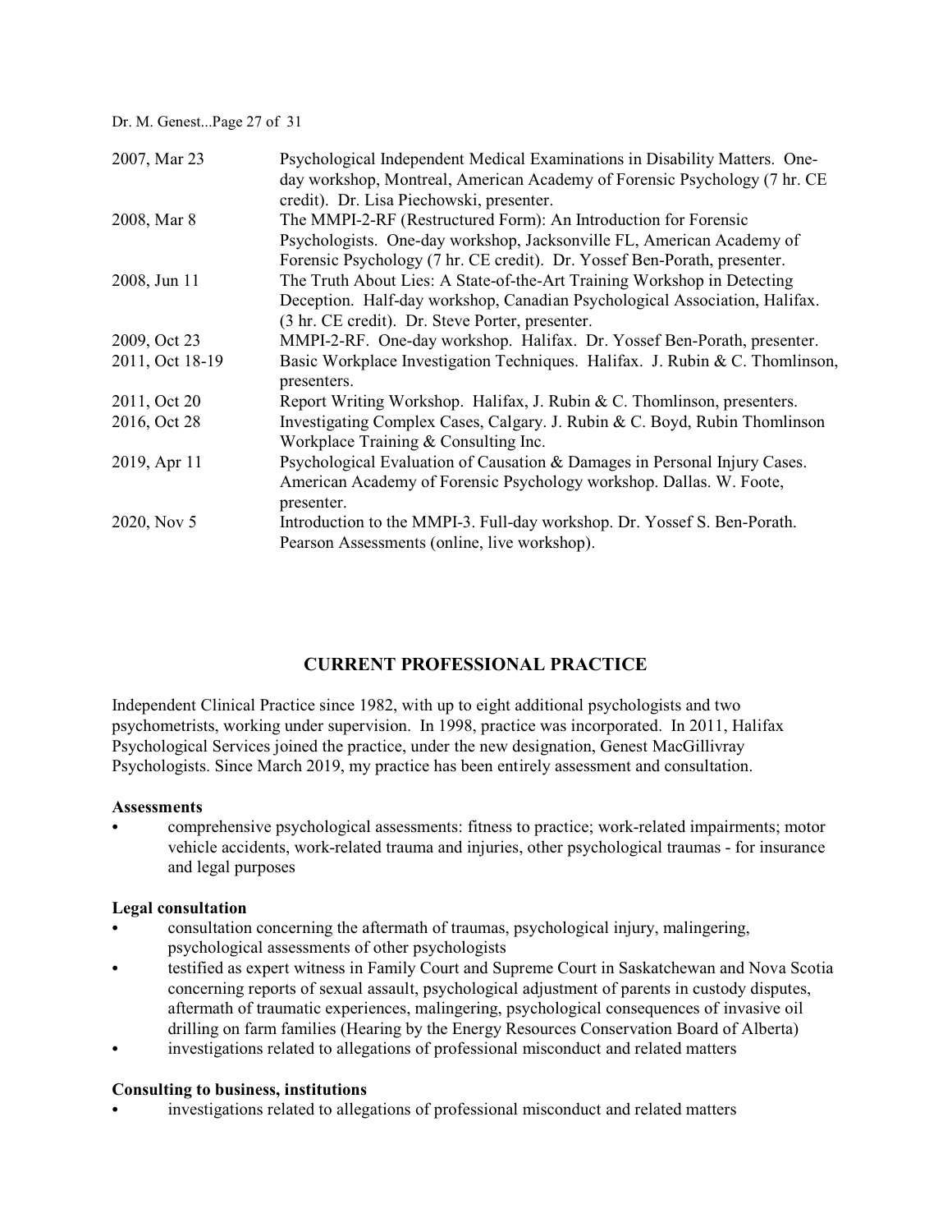| | |
|---|---|
| 2007, Mar 23 | Psychological Independent Medical Examinations in Disability Matters. One-day workshop, Montreal, American Academy of Forensic Psychology (7 hr. CE credit). Dr. Lisa Piechowski, presenter. |
| 2008, Mar 8 | The MMPI-2-RF (Restructured Form): An Introduction for Forensic Psychologists. One-day workshop, Jacksonville FL, American Academy of Forensic Psychology (7 hr. CE credit). Dr. Yossef Ben-Porath, presenter. |
| 2008, Jun 11 | The Truth About Lies: A State-of-the-Art Training Workshop in Detecting Deception. Half-day workshop, Canadian Psychological Association, Halifax. (3 hr. CE credit). Dr. Steve Porter, presenter. |
| 2009, Oct 23 | MMPI-2-RF. One-day workshop. Halifax. Dr. Yossef Ben-Porath, presenter. |
| 2011, Oct 18-19 | Basic Workplace Investigation Techniques. Halifax. J. Rubin & C. Thomlinson, presenters. |
| 2011, Oct 20 | Report Writing Workshop. Halifax, J. Rubin & C. Thomlinson, presenters. |
| 2016, Oct 28 | Investigating Complex Cases, Calgary. J. Rubin & C. Boyd, Rubin Thomlinson Workplace Training & Consulting Inc. |
| 2019, Apr 11 | Psychological Evaluation of Causation & Damages in Personal Injury Cases. American Academy of Forensic Psychology workshop. Dallas. W. Foote, presenter. |
| 2020, Nov 5 | Introduction to the MMPI-3. Full-day workshop. Dr. Yossef S. Ben-Porath. Pearson Assessments (online, live workshop). |

## CURRENT PROFESSIONAL PRACTICE

Independent Clinical Practice since 1982, with up to eight additional psychologists and two psychometrists, working under supervision. In 1998, practice was incorporated. In 2011, Halifax Psychological Services joined the practice, under the new designation, Genest MacGillivray Psychologists. Since March 2019, my practice has been entirely assessment and consultation.

**Assessments**

- comprehensive psychological assessments: fitness to practice; work-related impairments; motor vehicle accidents, work-related trauma and injuries, other psychological traumas - for insurance and legal purposes

**Legal consultation**

- consultation concerning the aftermath of traumas, psychological injury, malingering, psychological assessments of other psychologists
- testified as expert witness in Family Court and Supreme Court in Saskatchewan and Nova Scotia concerning reports of sexual assault, psychological adjustment of parents in custody disputes, aftermath of traumatic experiences, malingering, psychological consequences of invasive oil drilling on farm families (Hearing by the Energy Resources Conservation Board of Alberta)
- investigations related to allegations of professional misconduct and related matters

**Consulting to business, institutions**

- investigations related to allegations of professional misconduct and related matters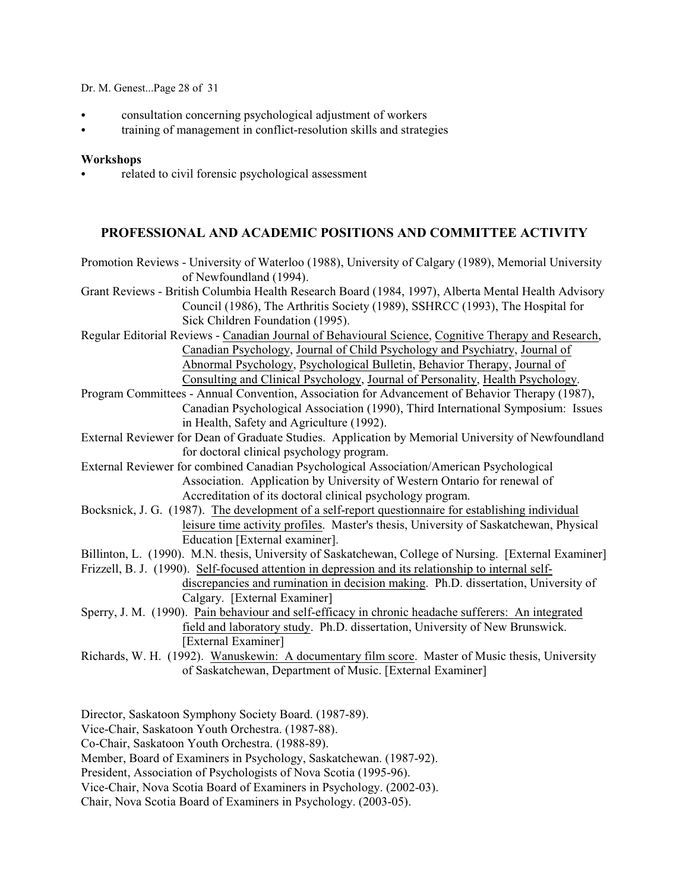- consultation concerning psychological adjustment of workers
- training of management in conflict-resolution skills and strategies

**Workshops**

- related to civil forensic psychological assessment

## PROFESSIONAL AND ACADEMIC POSITIONS AND COMMITTEE ACTIVITY

Promotion Reviews - University of Waterloo (1988), University of Calgary (1989), Memorial University of Newfoundland (1994).

Grant Reviews - British Columbia Health Research Board (1984, 1997), Alberta Mental Health Advisory Council (1986), The Arthritis Society (1989), SSHRCC (1993), The Hospital for Sick Children Foundation (1995).

Regular Editorial Reviews - Canadian Journal of Behavioural Science, Cognitive Therapy and Research, Canadian Psychology, Journal of Child Psychology and Psychiatry, Journal of Abnormal Psychology, Psychological Bulletin, Behavior Therapy, Journal of Consulting and Clinical Psychology, Journal of Personality, Health Psychology.

Program Committees - Annual Convention, Association for Advancement of Behavior Therapy (1987), Canadian Psychological Association (1990), Third International Symposium: Issues in Health, Safety and Agriculture (1992).

External Reviewer for Dean of Graduate Studies. Application by Memorial University of Newfoundland for doctoral clinical psychology program.

External Reviewer for combined Canadian Psychological Association/American Psychological Association. Application by University of Western Ontario for renewal of Accreditation of its doctoral clinical psychology program.

Bocksnick, J. G. (1987). The development of a self-report questionnaire for establishing individual leisure time activity profiles. Master's thesis, University of Saskatchewan, Physical Education [External examiner].

Billinton, L. (1990). M.N. thesis, University of Saskatchewan, College of Nursing. [External Examiner]

Frizzell, B. J. (1990). Self-focused attention in depression and its relationship to internal self-discrepancies and rumination in decision making. Ph.D. dissertation, University of Calgary. [External Examiner]

Sperry, J. M. (1990). Pain behaviour and self-efficacy in chronic headache sufferers: An integrated field and laboratory study. Ph.D. dissertation, University of New Brunswick. [External Examiner]

Richards, W. H. (1992). Wanuskewin: A documentary film score. Master of Music thesis, University of Saskatchewan, Department of Music. [External Examiner]

Director, Saskatoon Symphony Society Board. (1987-89).

Vice-Chair, Saskatoon Youth Orchestra. (1987-88).

Co-Chair, Saskatoon Youth Orchestra. (1988-89).

Member, Board of Examiners in Psychology, Saskatchewan. (1987-92).

President, Association of Psychologists of Nova Scotia (1995-96).

Vice-Chair, Nova Scotia Board of Examiners in Psychology. (2002-03).

Chair, Nova Scotia Board of Examiners in Psychology. (2003-05).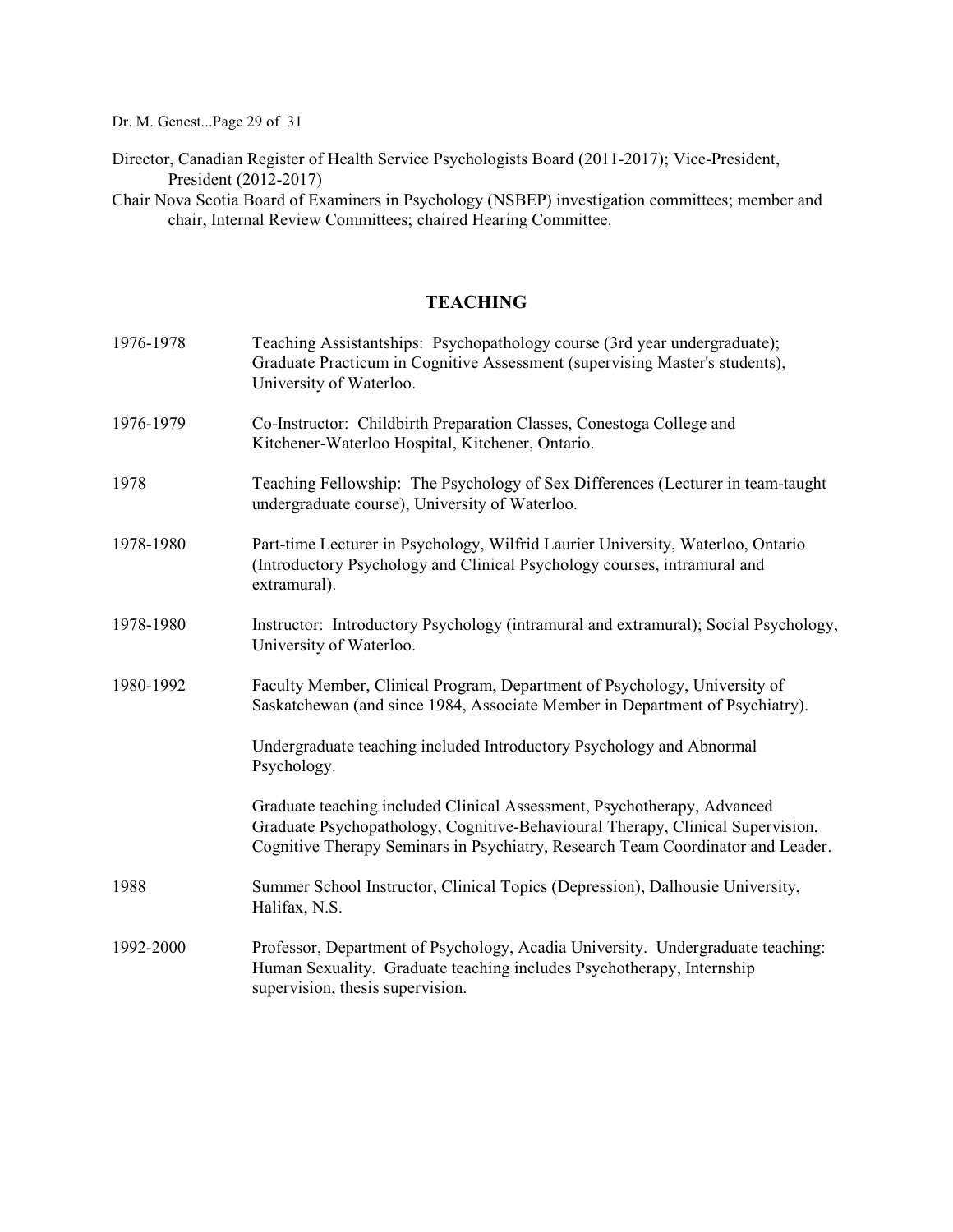Director, Canadian Register of Health Service Psychologists Board (2011-2017); Vice-President, President (2012-2017)

Chair Nova Scotia Board of Examiners in Psychology (NSBEP) investigation committees; member and chair, Internal Review Committees; chaired Hearing Committee.

## TEACHING

1976-1978 Teaching Assistantships: Psychopathology course (3rd year undergraduate); Graduate Practicum in Cognitive Assessment (supervising Master's students), University of Waterloo.

1976-1979 Co-Instructor: Childbirth Preparation Classes, Conestoga College and Kitchener-Waterloo Hospital, Kitchener, Ontario.

1978 Teaching Fellowship: The Psychology of Sex Differences (Lecturer in team-taught undergraduate course), University of Waterloo.

1978-1980 Part-time Lecturer in Psychology, Wilfrid Laurier University, Waterloo, Ontario (Introductory Psychology and Clinical Psychology courses, intramural and extramural).

1978-1980 Instructor: Introductory Psychology (intramural and extramural); Social Psychology, University of Waterloo.

1980-1992 Faculty Member, Clinical Program, Department of Psychology, University of Saskatchewan (and since 1984, Associate Member in Department of Psychiatry).

Undergraduate teaching included Introductory Psychology and Abnormal Psychology.

Graduate teaching included Clinical Assessment, Psychotherapy, Advanced Graduate Psychopathology, Cognitive-Behavioural Therapy, Clinical Supervision, Cognitive Therapy Seminars in Psychiatry, Research Team Coordinator and Leader.

1988 Summer School Instructor, Clinical Topics (Depression), Dalhousie University, Halifax, N.S.

1992-2000 Professor, Department of Psychology, Acadia University. Undergraduate teaching: Human Sexuality. Graduate teaching includes Psychotherapy, Internship supervision, thesis supervision.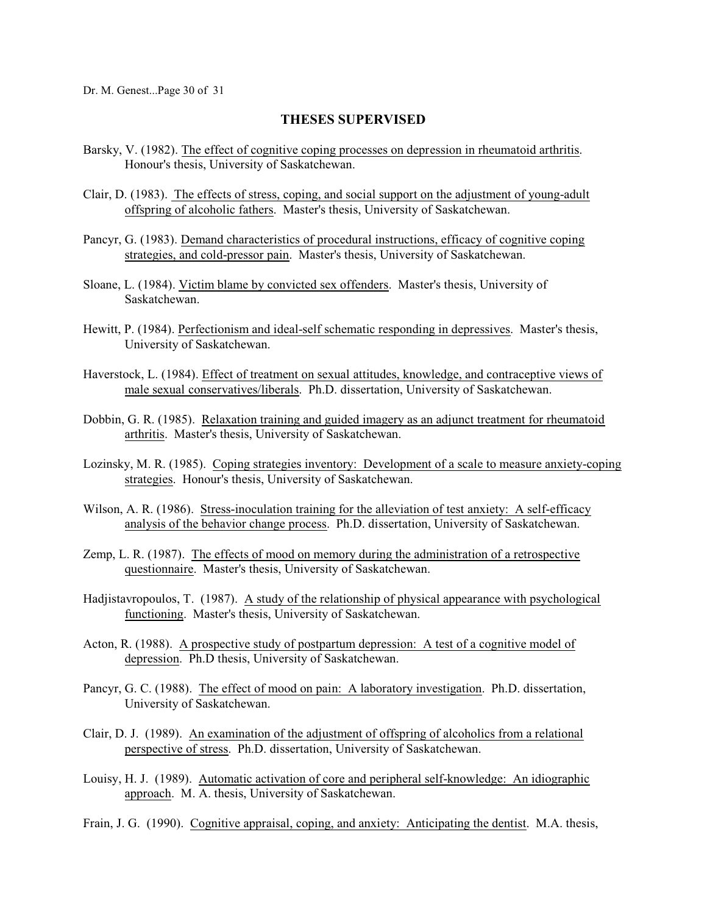## THESES SUPERVISED

Barsky, V. (1982). The effect of cognitive coping processes on depression in rheumatoid arthritis. Honour's thesis, University of Saskatchewan.

Clair, D. (1983). The effects of stress, coping, and social support on the adjustment of young-adult offspring of alcoholic fathers. Master's thesis, University of Saskatchewan.

Pancyr, G. (1983). Demand characteristics of procedural instructions, efficacy of cognitive coping strategies, and cold-pressor pain. Master's thesis, University of Saskatchewan.

Sloane, L. (1984). Victim blame by convicted sex offenders. Master's thesis, University of Saskatchewan.

Hewitt, P. (1984). Perfectionism and ideal-self schematic responding in depressives. Master's thesis, University of Saskatchewan.

Haverstock, L. (1984). Effect of treatment on sexual attitudes, knowledge, and contraceptive views of male sexual conservatives/liberals. Ph.D. dissertation, University of Saskatchewan.

Dobbin, G. R. (1985). Relaxation training and guided imagery as an adjunct treatment for rheumatoid arthritis. Master's thesis, University of Saskatchewan.

Lozinsky, M. R. (1985). Coping strategies inventory: Development of a scale to measure anxiety-coping strategies. Honour's thesis, University of Saskatchewan.

Wilson, A. R. (1986). Stress-inoculation training for the alleviation of test anxiety: A self-efficacy analysis of the behavior change process. Ph.D. dissertation, University of Saskatchewan.

Zemp, L. R. (1987). The effects of mood on memory during the administration of a retrospective questionnaire. Master's thesis, University of Saskatchewan.

Hadjistavropoulos, T. (1987). A study of the relationship of physical appearance with psychological functioning. Master's thesis, University of Saskatchewan.

Acton, R. (1988). A prospective study of postpartum depression: A test of a cognitive model of depression. Ph.D thesis, University of Saskatchewan.

Pancyr, G. C. (1988). The effect of mood on pain: A laboratory investigation. Ph.D. dissertation, University of Saskatchewan.

Clair, D. J. (1989). An examination of the adjustment of offspring of alcoholics from a relational perspective of stress. Ph.D. dissertation, University of Saskatchewan.

Louisy, H. J. (1989). Automatic activation of core and peripheral self-knowledge: An idiographic approach. M. A. thesis, University of Saskatchewan.

Frain, J. G. (1990). Cognitive appraisal, coping, and anxiety: Anticipating the dentist. M.A. thesis,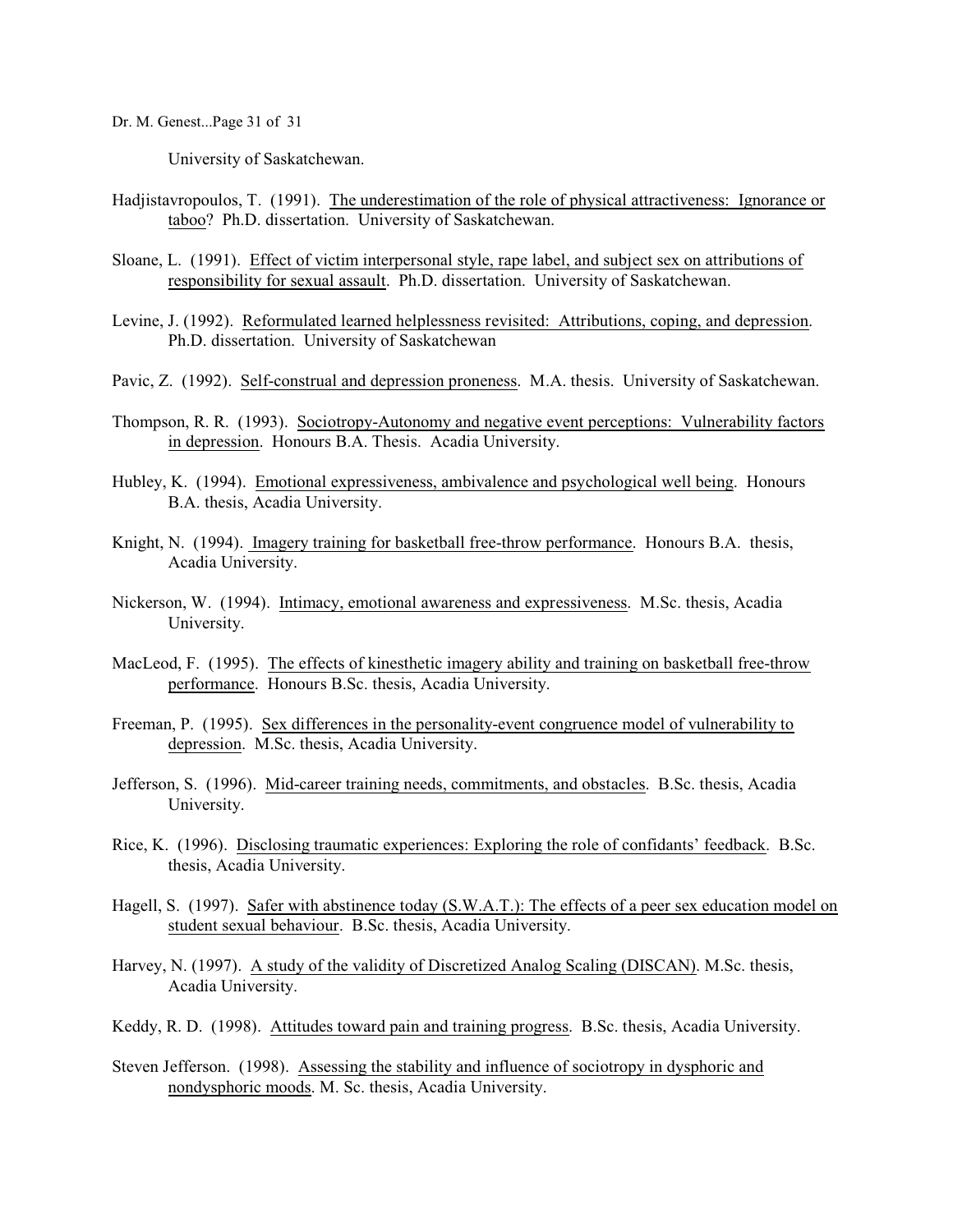University of Saskatchewan.

Hadjistavropoulos, T. (1991). The underestimation of the role of physical attractiveness: Ignorance or taboo? Ph.D. dissertation. University of Saskatchewan.

Sloane, L. (1991). Effect of victim interpersonal style, rape label, and subject sex on attributions of responsibility for sexual assault. Ph.D. dissertation. University of Saskatchewan.

Levine, J. (1992). Reformulated learned helplessness revisited: Attributions, coping, and depression. Ph.D. dissertation. University of Saskatchewan

Pavic, Z. (1992). Self-construal and depression proneness. M.A. thesis. University of Saskatchewan.

Thompson, R. R. (1993). Sociotropy-Autonomy and negative event perceptions: Vulnerability factors in depression. Honours B.A. Thesis. Acadia University.

Hubley, K. (1994). Emotional expressiveness, ambivalence and psychological well being. Honours B.A. thesis, Acadia University.

Knight, N. (1994). Imagery training for basketball free-throw performance. Honours B.A. thesis, Acadia University.

Nickerson, W. (1994). Intimacy, emotional awareness and expressiveness. M.Sc. thesis, Acadia University.

MacLeod, F. (1995). The effects of kinesthetic imagery ability and training on basketball free-throw performance. Honours B.Sc. thesis, Acadia University.

Freeman, P. (1995). Sex differences in the personality-event congruence model of vulnerability to depression. M.Sc. thesis, Acadia University.

Jefferson, S. (1996). Mid-career training needs, commitments, and obstacles. B.Sc. thesis, Acadia University.

Rice, K. (1996). Disclosing traumatic experiences: Exploring the role of confidants' feedback. B.Sc. thesis, Acadia University.

Hagell, S. (1997). Safer with abstinence today (S.W.A.T.): The effects of a peer sex education model on student sexual behaviour. B.Sc. thesis, Acadia University.

Harvey, N. (1997). A study of the validity of Discretized Analog Scaling (DISCAN). M.Sc. thesis, Acadia University.

Keddy, R. D. (1998). Attitudes toward pain and training progress. B.Sc. thesis, Acadia University.

Steven Jefferson. (1998). Assessing the stability and influence of sociotropy in dysphoric and nondysphoric moods. M. Sc. thesis, Acadia University.